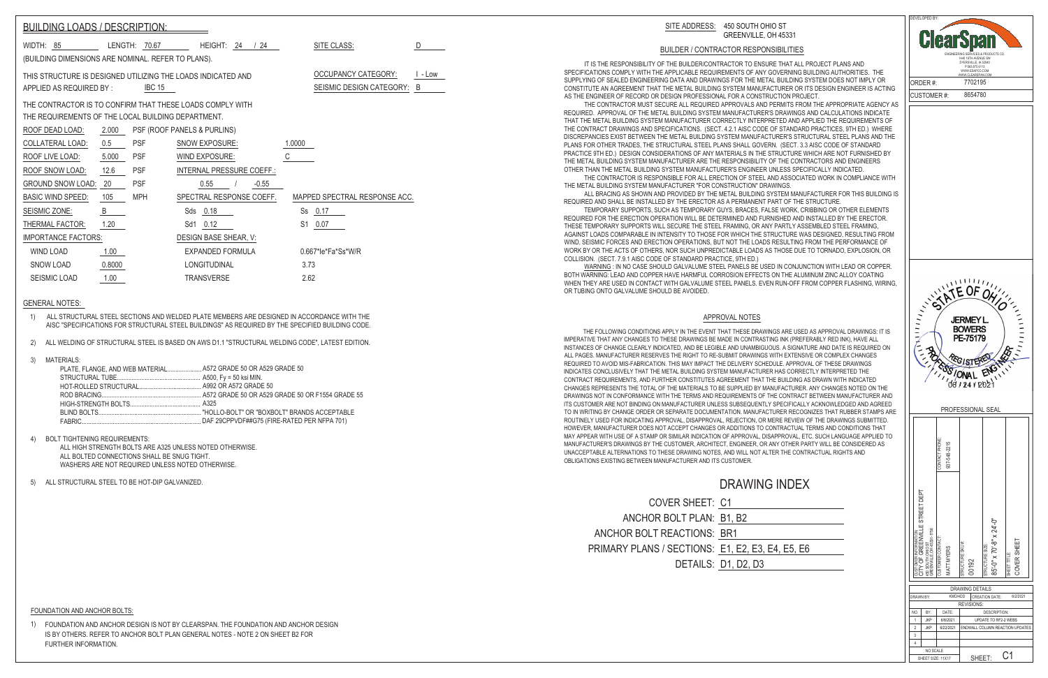## BUILDING LOADS / DESCRIPTION:

WIDTH: 85 LENGTH: 70.67 HEIGHT: 24 / 24 SITE CLASS: D

(BUILDING DIMENSIONS ARE NOMINAL. REFER TO PLANS).

THIS STRUCTURE IS DESIGNED UTILIZING THE LOADS INDICATED AND APPLIED AS REQUIRED BY : IBC 15

OCCUPANCY CATEGORY: I - Low

SEISMIC DESIGN CATEGORY: B

THE CONTRACTOR IS TO CONFIRM THAT THESE LOADS COMPLY WITH THE REQUIREMENTS OF THE LOCAL BUILDING DEPARTMENT.

| | | | | |
|---|---|---|---|---|
| ROOF DEAD LOAD: | 2.000 | PSF (ROOF PANELS & PURLINS) | | |
| COLLATERAL LOAD: | 0.5 | PSF | SNOW EXPOSURE: | 1.0000 |
| ROOF LIVE LOAD: | 5.000 | PSF | WIND EXPOSURE: | C |
| ROOF SNOW LOAD: | 12.6 | PSF | INTERNAL PRESSURE COEFF.: | |
| GROUND SNOW LOAD: | 20 | PSF | 0.55 / -0.55 | |
| BASIC WIND SPEED: | 105 | MPH | SPECTRAL RESPONSE COEFF. | MAPPED SPECTRAL RESPONSE ACC. |
| SEISMIC ZONE: | B | | Sds 0.18 | Ss 0.17 |
| THERMAL FACTOR: | 1.20 | | Sd1 0.12 | S1 0.07 |
| IMPORTANCE FACTORS: | | | DESIGN BASE SHEAR, V: | |
| WIND LOAD | 1.00 | | EXPANDED FORMULA | 0.667*Ie*Fa*Ss*W/R |
| SNOW LOAD | 0.8000 | | LONGITUDINAL | 3.73 |
| SEISMIC LOAD | 1.00 | | TRANSVERSE | 2.62 |

### GENERAL NOTES:

1) ALL STRUCTURAL STEEL SECTIONS AND WELDED PLATE MEMBERS ARE DESIGNED IN ACCORDANCE WITH THE AISC "SPECIFICATIONS FOR STRUCTURAL STEEL BUILDINGS" AS REQUIRED BY THE SPECIFIED BUILDING CODE.

2) ALL WELDING OF STRUCTURAL STEEL IS BASED ON AWS D1.1 "STRUCTURAL WELDING CODE", LATEST EDITION.

3) MATERIALS:
   - PLATE, FLANGE, AND WEB MATERIAL...................... A572 GRADE 50 OR A529 GRADE 50
   - STRUCTURAL TUBE...................................................... A500, Fy = 50 ksi MIN.
   - HOT-ROLLED STRUCTURAL......................................... A992 OR A572 GRADE 50
   - ROD BRACING................................................................ A572 GRADE 50 OR A529 GRADE 50 OR F1554 GRADE 55
   - HIGH-STRENGTH BOLTS............................................. A325
   - BLIND BOLTS.................................................................. "HOLLO-BOLT" OR "BOXBOLT" BRANDS ACCEPTABLE
   - FABRIC............................................................................ DAF 29CPPVDF##G75 (FIRE-RATED PER NFPA 701)

4) BOLT TIGHTENING REQUIREMENTS:
   ALL HIGH STRENGTH BOLTS ARE A325 UNLESS NOTED OTHERWISE.
   ALL BOLTED CONNECTIONS SHALL BE SNUG TIGHT.
   WASHERS ARE NOT REQUIRED UNLESS NOTED OTHERWISE.

5) ALL STRUCTURAL STEEL TO BE HOT-DIP GALVANIZED.

### FOUNDATION AND ANCHOR BOLTS:

1) FOUNDATION AND ANCHOR DESIGN IS NOT BY CLEARSPAN. THE FOUNDATION AND ANCHOR DESIGN IS BY OTHERS. REFER TO ANCHOR BOLT PLAN GENERAL NOTES - NOTE 2 ON SHEET B2 FOR FURTHER INFORMATION.

SITE ADDRESS: 450 SOUTH OHIO ST
GREENVILLE, OH 45331

### BUILDER / CONTRACTOR RESPONSIBILITIES

IT IS THE RESPONSIBILITY OF THE BUILDER/CONTRACTOR TO ENSURE THAT ALL PROJECT PLANS AND SPECIFICATIONS COMPLY WITH THE APPLICABLE REQUIREMENTS OF ANY GOVERNING BUILDING AUTHORITIES. THE SUPPLYING OF SEALED ENGINEERING DATA AND DRAWINGS FOR THE METAL BUILDING SYSTEM DOES NOT IMPLY OR CONSTITUTE AN AGREEMENT THAT THE METAL BUILDING SYSTEM MANUFACTURER OR ITS DESIGN ENGINEER IS ACTING AS THE ENGINEER OF RECORD OR DESIGN PROFESSIONAL FOR A CONSTRUCTION PROJECT.

THE CONTRACTOR MUST SECURE ALL REQUIRED APPROVALS AND PERMITS FROM THE APPROPRIATE AGENCY AS REQUIRED. APPROVAL OF THE METAL BUILDING SYSTEM MANUFACTURER'S DRAWINGS AND CALCULATIONS INDICATE THAT THE METAL BUILDING SYSTEM MANUFACTURER CORRECTLY INTERPRETED AND APPLIED THE REQUIREMENTS OF THE CONTRACT DRAWINGS AND SPECIFICATIONS. (SECT. 4.2.1 AISC CODE OF STANDARD PRACTICES, 9TH ED.) WHERE DISCREPANCIES EXIST BETWEEN THE METAL BUILDING SYSTEM MANUFACTURER'S STRUCTURAL STEEL PLANS AND THE PLANS FOR OTHER TRADES, THE STRUCTURAL STEEL PLANS SHALL GOVERN. (SECT. 3.3 AISC CODE OF STANDARD PRACTICE 9TH ED.) DESIGN CONSIDERATIONS OF ANY MATERIALS IN THE STRUCTURE WHICH ARE NOT FURNISHED BY THE METAL BUILDING SYSTEM MANUFACTURER ARE THE RESPONSIBILITY OF THE CONTRACTORS AND ENGINEERS OTHER THAN THE METAL BUILDING SYSTEM MANUFACTURER'S ENGINEER UNLESS SPECIFICALLY INDICATED.

THE CONTRACTOR IS RESPONSIBLE FOR ALL ERECTION OF STEEL AND ASSOCIATED WORK IN COMPLIANCE WITH THE METAL BUILDING SYSTEM MANUFACTURER "FOR CONSTRUCTION" DRAWINGS.

ALL BRACING AS SHOWN AND PROVIDED BY THE METAL BUILDING SYSTEM MANUFACTURER FOR THIS BUILDING IS REQUIRED AND SHALL BE INSTALLED BY THE ERECTOR AS A PERMANENT PART OF THE STRUCTURE.

TEMPORARY SUPPORTS, SUCH AS TEMPORARY GUYS, BRACES, FALSE WORK, CRIBBING OR OTHER ELEMENTS REQUIRED FOR THE ERECTION OPERATION WILL BE DETERMINED AND FURNISHED AND INSTALLED BY THE ERECTOR. THESE TEMPORARY SUPPORTS WILL SECURE THE STEEL FRAMING, OR ANY PARTLY ASSEMBLED STEEL FRAMING, AGAINST LOADS COMPARABLE IN INTENSITY TO THOSE FOR WHICH THE STRUCTURE WAS DESIGNED, RESULTING FROM WIND, SEISMIC FORCES AND ERECTION OPERATIONS, BUT NOT THE LOADS RESULTING FROM THE PERFORMANCE OF WORK BY OR THE ACTS OF OTHERS, NOR SUCH UNPREDICTABLE LOADS AS THOSE DUE TO TORNADO, EXPLOSION, OR COLLISION. (SECT. 7.9.1 AISC CODE OF STANDARD PRACTICE, 9TH ED.)

WARNING : IN NO CASE SHOULD GALVALUME STEEL PANELS BE USED IN CONJUNCTION WITH LEAD OR COPPER. BOTH WARNING: LEAD AND COPPER HAVE HARMFUL CORROSION EFFECTS ON THE ALUMINUM ZINC ALLOY COATING WHEN THEY ARE USED IN CONTACT WITH GALVALUME STEEL PANELS. EVEN RUN-OFF FROM COPPER FLASHING, WIRING, OR TUBING ONTO GALVALUME SHOULD BE AVOIDED.

### APPROVAL NOTES

THE FOLLOWING CONDITIONS APPLY IN THE EVENT THAT THESE DRAWINGS ARE USED AS APPROVAL DRAWINGS: IT IS IMPERATIVE THAT ANY CHANGES TO THESE DRAWINGS BE MADE IN CONTRASTING INK (PREFERABLY RED INK), HAVE ALL INSTANCES OF CHANGE CLEARLY INDICATED, AND BE LEGIBLE AND UNAMBIGUOUS. A SIGNATURE AND DATE IS REQUIRED ON ALL PAGES. MANUFACTURER RESERVES THE RIGHT TO RE-SUBMIT DRAWINGS WITH EXTENSIVE OR COMPLEX CHANGES REQUIRED TO AVOID MIS-FABRICATION. THIS MAY IMPACT THE DELIVERY SCHEDULE. APPROVAL OF THESE DRAWINGS INDICATES CONCLUSIVELY THAT THE METAL BUILDING SYSTEM MANUFACTURER HAS CORRECTLY INTERPRETED THE CONTRACT REQUIREMENTS, AND FURTHER CONSTITUTES AGREEMENT THAT THE BUILDING AS DRAWN WITH INDICATED CHANGES REPRESENTS THE TOTAL OF THE MATERIALS TO BE SUPPLIED BY MANUFACTURER. ANY CHANGES NOTED ON THE DRAWINGS NOT IN CONFORMANCE WITH THE TERMS AND REQUIREMENTS OF THE CONTRACT BETWEEN MANUFACTURER AND ITS CUSTOMER ARE NOT BINDING ON MANUFACTURER UNLESS SUBSEQUENTLY SPECIFICALLY ACKNOWLEDGED AND AGREED TO IN WRITING BY CHANGE ORDER OR SEPARATE DOCUMENTATION. MANUFACTURER RECOGNIZES THAT RUBBER STAMPS ARE ROUTINELY USED FOR INDICATING APPROVAL, DISAPPROVAL, REJECTION, OR MERE REVIEW OF THE DRAWINGS SUBMITTED. HOWEVER, MANUFACTURER DOES NOT ACCEPT CHANGES OR ADDITIONS TO CONTRACTUAL TERMS AND CONDITIONS THAT MAY APPEAR WITH USE OF A STAMP OR SIMILAR INDICATION OF APPROVAL, DISAPPROVAL, ETC. SUCH LANGUAGE APPLIED TO MANUFACTURER'S DRAWINGS BY THE CUSTOMER, ARCHITECT, ENGINEER, OR ANY OTHER PARTY WILL BE CONSIDERED AS UNACCEPTABLE ALTERNATIONS TO THESE DRAWING NOTES, AND WILL NOT ALTER THE CONTRACTUAL RIGHTS AND OBLIGATIONS EXISTING BETWEEN MANUFACTURER AND ITS CUSTOMER.

## DRAWING INDEX

| | |
|---|---|
| COVER SHEET: | C1 |
| ANCHOR BOLT PLAN: | B1, B2 |
| ANCHOR BOLT REACTIONS: | BR1 |
| PRIMARY PLANS / SECTIONS: | E1, E2, E3, E4, E5, E6 |
| DETAILS: | D1, D2, D3 |

DEVELOPED BY: ClearSpan
ENGINEERING SERVICES & PRODUCTS CO.
1440 18TH AVENUE SW
DYERSVILLE, IA 52040
P 563-875-0113
WWW.ESPCO.COM
WWW.CLEARSPAN.COM

ORDER #: 7702195
CUSTOMER #: 8654780

STATE OF OHIO — JERMEY L. BOWERS — PE-75179 — REGISTERED PROFESSIONAL ENGINEER — 08 / 24 / 2021

PROFESSIONAL SEAL

CUSTOMER INFORMATION: CITY OF GREENVILLE STREET DEPT, 450 SOUTH OHIO ST, GREENVILLE, OH 45331-1956
CONTACT PHONE: 937-548-2215
CUSTOMER CONTACT: MATT MYERS
STRUCTURE SKU #: 00192
STRUCTURE SIZE: 85'-0" x 70'-8" x 24'-0"
SHEET TITLE: COVER SHEET

DRAWING DETAILS

DRAWN BY: KMOHEDI | CREATION DATE: 6/2/2021

REVISIONS:

| NO. | BY: | DATE: | DESCRIPTION: |
|---|---|---|---|
| 1 | JKP | 6/8/2021 | UPDATE TO RF2-2 WEBS |
| 2 | JKP | 6/22/2021 | ENDWALL COLUMN REACTION UPDATES |
| 3 | | | |
| 4 | | | |

NO SCALE
SHEET SIZE: 11X17
SHEET: C1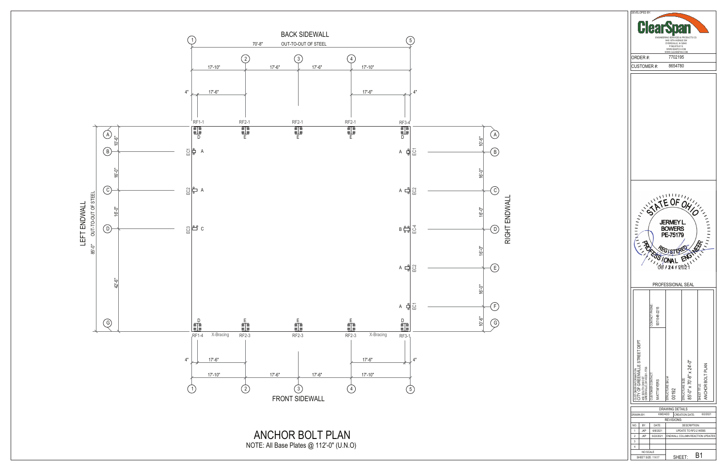# ANCHOR BOLT PLAN

NOTE: All Base Plates @ 112'-0" (U.N.O)

## BACK SIDEWALL

70'-8" OUT-TO-OUT OF STEEL

Grid lines 1–5: 17'-10" | 17'-6" | 17'-6" | 17'-10"

4" | 17'-6" | 17'-6" | 4"

RF1-1 (D) | RF2-1 (E) | RF2-1 (E) | RF2-1 (E) | RF3-4 (D)

## LEFT ENDWALL

85'-0" OUT-TO-OUT OF STEEL

Grid lines A, B, C, D, G: 10'-6" | 16'-0" | 16'-0" | 42'-6"

- EC1 — A
- EC2 — A
- EC3 — C

## RIGHT ENDWALL

Grid lines A–G: 10'-6" | 16'-0" | 16'-0" | 16'-0" | 16'-0" | 10'-6"

- EC1 — A
- EC2 — A
- EC4 — B
- EC2 — A
- EC1 — A

## FRONT SIDEWALL

RF1-4 (D) | X-Bracing | RF2-3 (E) | RF2-3 (E) | RF2-3 (E) | X-Bracing | RF3-1 (D)

4" | 17'-6" | 17'-6" | 4"

Grid lines 1–5: 17'-10" | 17'-6" | 17'-6" | 17'-10"

---

DEVELOPED BY:

**ClearSpan**

ENGINEERING SERVICES & PRODUCTS CO.
1440 10TH AVENUE SW
DYERSVILLE, IA 52040
P 563.875.6113
WWW.ESPCO.COM
WWW.CLEARSPAN.COM

| | |
|---|---|
| ORDER #: | 7702195 |
| CUSTOMER #: | 8654780 |

STATE OF OHIO
JERMEY L. BOWERS
PE-75179
REGISTERED PROFESSIONAL ENGINEER
06 / 24 / 2021

PROFESSIONAL SEAL

CUSTOMER INFORMATION: CITY OF GREENVILLE STREET DEPT
CUSTOMER CONTACT: MATT MYERS
CONTACT PHONE: 937-548-2215
STRUCTURE SKU #: 00192
STRUCTURE SIZE: 85'-0" x 70'-8" x 24'-0"
SHEET TITLE: ANCHOR BOLT PLAN

| DRAWING DETAILS | | | |
|---|---|---|---|
| DRAWN BY: | KMO4GD | CREATION DATE: | 6/2/2021 |

| REVISIONS: | | | |
|---|---|---|---|
| NO. | BY: | DATE: | DESCRIPTION: |
| 1 | JKP | 6/8/2021 | UPDATE TO RF2-2 WEBS |
| 2 | JKP | 6/22/2021 | ENDWALL COLUMN REACTION UPDATES |
| 3 | | | |
| 4 | | | |

NO SCALE
SHEET SIZE: 11X17
SHEET: B1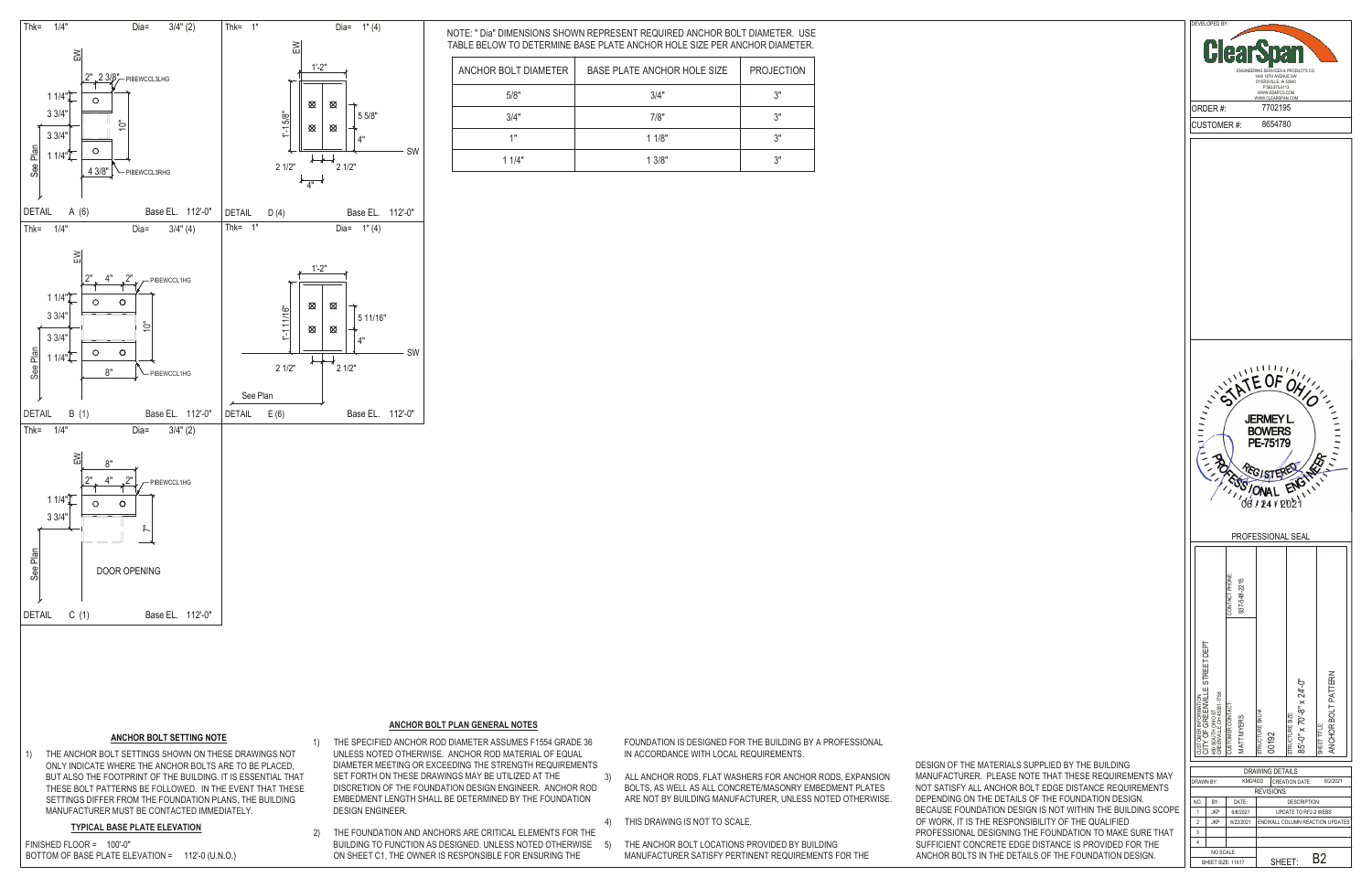## DETAIL A (6)

Thk= 1/4" Dia= 3/4" (2)

EW

2", 2 3/8" — PIBEWCCL3LHG

1 1/4", 3 3/4", 3 3/4", 1 1/4"

10"

4 3/8" — PIBEWCCL3RHG

See Plan

Base EL. 112'-0"

## DETAIL D (4)

Thk= 1" Dia= 1" (4)

EW

1'-2"

1'-1 5/8"

5 5/8"

4"

SW

2 1/2", 2 1/2"

4"

Base EL. 112'-0"

## DETAIL B (1)

Thk= 1/4" Dia= 3/4" (4)

EW

2", 4", 2" — PIBEWCCL1HG

1 1/4", 3 3/4", 3 3/4", 1 1/4"

10"

8" — PIBEWCCL1HG

See Plan

Base EL. 112'-0"

## DETAIL E (6)

Thk= 1" Dia= 1" (4)

1'-2"

1'-1 11/16"

5 11/16"

4"

SW

2 1/2", 2 1/2"

See Plan

Base EL. 112'-0"

## DETAIL C (1)

Thk= 1/4" Dia= 3/4" (2)

EW

8"

2", 4", 2" — PIBEWCCL1HG

1 1/4", 3 3/4"

7"

DOOR OPENING

See Plan

Base EL. 112'-0"

NOTE: " Dia" DIMENSIONS SHOWN REPRESENT REQUIRED ANCHOR BOLT DIAMETER. USE TABLE BELOW TO DETERMINE BASE PLATE ANCHOR HOLE SIZE PER ANCHOR DIAMETER.

| ANCHOR BOLT DIAMETER | BASE PLATE ANCHOR HOLE SIZE | PROJECTION |
|---|---|---|
| 5/8" | 3/4" | 3" |
| 3/4" | 7/8" | 3" |
| 1" | 1 1/8" | 3" |
| 1 1/4" | 1 3/8" | 3" |

### ANCHOR BOLT SETTING NOTE

1) THE ANCHOR BOLT SETTINGS SHOWN ON THESE DRAWINGS NOT ONLY INDICATE WHERE THE ANCHOR BOLTS ARE TO BE PLACED, BUT ALSO THE FOOTPRINT OF THE BUILDING. IT IS ESSENTIAL THAT THESE BOLT PATTERNS BE FOLLOWED. IN THE EVENT THAT THESE SETTINGS DIFFER FROM THE FOUNDATION PLANS, THE BUILDING MANUFACTURER MUST BE CONTACTED IMMEDIATELY.

### TYPICAL BASE PLATE ELEVATION

FINISHED FLOOR = 100'-0"
BOTTOM OF BASE PLATE ELEVATION = 112'-0 (U.N.O.)

### ANCHOR BOLT PLAN GENERAL NOTES

1) THE SPECIFIED ANCHOR ROD DIAMETER ASSUMES F1554 GRADE 36 UNLESS NOTED OTHERWISE. ANCHOR ROD MATERIAL OF EQUAL DIAMETER MEETING OR EXCEEDING THE STRENGTH REQUIREMENTS SET FORTH ON THESE DRAWINGS MAY BE UTILIZED AT THE DISCRETION OF THE FOUNDATION DESIGN ENGINEER. ANCHOR ROD EMBEDMENT LENGTH SHALL BE DETERMINED BY THE FOUNDATION DESIGN ENGINEER.

2) THE FOUNDATION AND ANCHORS ARE CRITICAL ELEMENTS FOR THE BUILDING TO FUNCTION AS DESIGNED. UNLESS NOTED OTHERWISE ON SHEET C1, THE OWNER IS RESPONSIBLE FOR ENSURING THE FOUNDATION IS DESIGNED FOR THE BUILDING BY A PROFESSIONAL IN ACCORDANCE WITH LOCAL REQUIREMENTS.

3) ALL ANCHOR RODS, FLAT WASHERS FOR ANCHOR RODS, EXPANSION BOLTS, AS WELL AS ALL CONCRETE/MASONRY EMBEDMENT PLATES ARE NOT BY BUILDING MANUFACTURER, UNLESS NOTED OTHERWISE.

4) THIS DRAWING IS NOT TO SCALE.

5) THE ANCHOR BOLT LOCATIONS PROVIDED BY BUILDING MANUFACTURER SATISFY PERTINENT REQUIREMENTS FOR THE DESIGN OF THE MATERIALS SUPPLIED BY THE BUILDING MANUFACTURER. PLEASE NOTE THAT THESE REQUIREMENTS MAY NOT SATISFY ALL ANCHOR BOLT EDGE DISTANCE REQUIREMENTS DEPENDING ON THE DETAILS OF THE FOUNDATION DESIGN. BECAUSE FOUNDATION DESIGN IS NOT WITHIN THE BUILDING SCOPE OF WORK, IT IS THE RESPONSIBILITY OF THE QUALIFIED PROFESSIONAL DESIGNING THE FOUNDATION TO MAKE SURE THAT SUFFICIENT CONCRETE EDGE DISTANCE IS PROVIDED FOR THE ANCHOR BOLTS IN THE DETAILS OF THE FOUNDATION DESIGN.

---

DEVELOPED BY: ClearSpan — ENGINEERING SERVICES & PRODUCTS CO., 1440 18TH AVENUE SW, DYERSVILLE, IA 52040, P: 563.875.6113, WWW.ESPCO.COM, WWW.CLEARSPAN.COM

ORDER #: 7702195
CUSTOMER #: 8654780

STATE OF OHIO — JERMEY L. BOWERS — PE-75179 — REGISTERED PROFESSIONAL ENGINEER — 06 / 24 / 2021

PROFESSIONAL SEAL

CUSTOMER INFORMATION: CITY OF GREENVILLE STREET DEPT, 405 SOUTH OHIO ST, GREENVILLE OH 45331-1956
CONTACT PHONE: 937-548-2215
CUSTOMER CONTACT: MATT MYERS
STRUCTURE SKU#: 00192
STRUCTURE SIZE: 85'-0" x 70'-8" x 24'-0"
SHEET TITLE: ANCHOR BOLT PATTERN

| DRAWING DETAILS | | | |
|---|---|---|---|
| DRAWN BY: | KMD4DD | CREATION DATE: | 6/2/2021 |

| NO. | BY: | DATE: | DESCRIPTION: |
|---|---|---|---|
| 1 | JKP | 6/8/2021 | UPDATE TO RF2-2 WEBS |
| 2 | JKP | 6/22/2021 | ENDWALL COLUMN REACTION UPDATES |
| 3 | | | |
| 4 | | | |

NO SCALE
SHEET SIZE: 11X17
SHEET: B2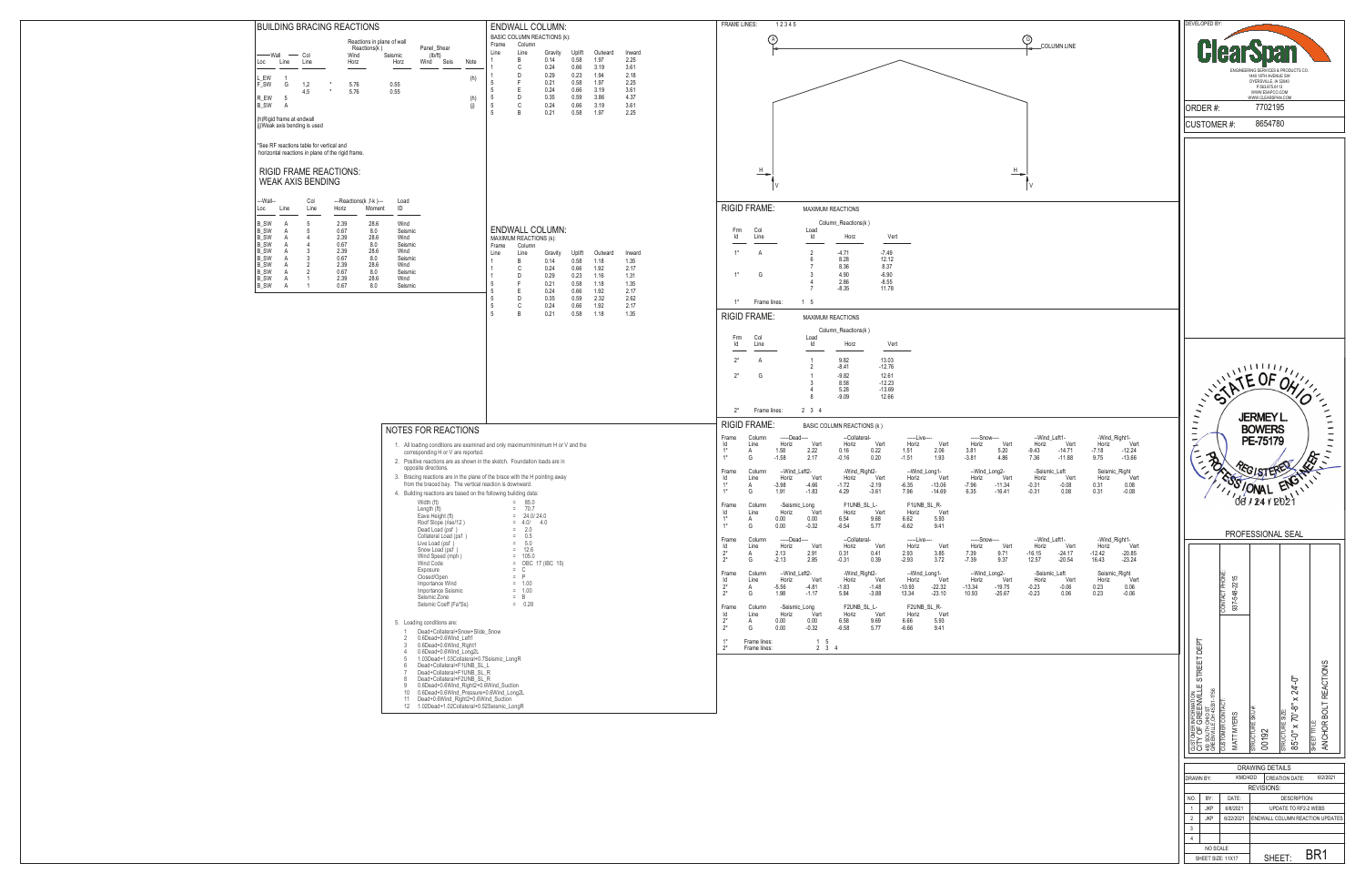## BUILDING BRACING REACTIONS

| Wall Loc | Line | Col Line | Reactions in plane of wall Reactions(k) Wind Horz | Seismic Horz | Panel_Shear (lb/ft) Wind | Seis | Note |
|---|---|---|---|---|---|---|---|
| L_EW | 1 | | | | | | (h) |
| F_SW | G | 1,2 | * 5.76 | 0.55 | | | |
| | | 4,5 | * 5.76 | 0.55 | | | |
| R_EW | 5 | | | | | | (h) |
| B_SW | A | | | | | | (j) |

(h)Rigid frame at endwall
(j)Weak axis bending is used

*See RF reactions table for vertical and horizontal reactions in plane of the rigid frame.

## RIGID FRAME REACTIONS: WEAK AXIS BENDING

| Wall Loc | Line | Col Line | Reactions(k ,f-k) Horz | Moment | Load ID |
|---|---|---|---|---|---|
| B_SW | A | 5 | 2.39 | 28.6 | Wind |
| B_SW | A | 5 | 0.67 | 8.0 | Seismic |
| B_SW | A | 4 | 2.39 | 28.6 | Wind |
| B_SW | A | 4 | 0.67 | 8.0 | Seismic |
| B_SW | A | 3 | 2.39 | 28.6 | Wind |
| B_SW | A | 3 | 0.67 | 8.0 | Seismic |
| B_SW | A | 2 | 2.39 | 28.6 | Wind |
| B_SW | A | 2 | 0.67 | 8.0 | Seismic |
| B_SW | A | 1 | 2.39 | 28.6 | Wind |
| B_SW | A | 1 | 0.67 | 8.0 | Seismic |

## ENDWALL COLUMN:

BASIC COLUMN REACTIONS (k):

| Frame Line | Column Line | Gravity | Uplift | Outward | Inward |
|---|---|---|---|---|---|
| 1 | B | 0.14 | 0.58 | 1.97 | 2.25 |
| 1 | C | 0.24 | 0.66 | 3.19 | 3.61 |
| 1 | D | 0.29 | 0.23 | 1.94 | 2.18 |
| 5 | F | 0.21 | 0.58 | 1.97 | 2.25 |
| 5 | E | 0.24 | 0.66 | 3.19 | 3.61 |
| 5 | D | 0.35 | 0.59 | 3.86 | 4.37 |
| 5 | C | 0.24 | 0.66 | 3.19 | 3.61 |
| 5 | B | 0.21 | 0.58 | 1.97 | 2.25 |

## ENDWALL COLUMN:

MAXIMUM REACTIONS (k):

| Frame Line | Column Line | Gravity | Uplift | Outward | Inward |
|---|---|---|---|---|---|
| 1 | B | 0.14 | 0.58 | 1.18 | 1.35 |
| 1 | C | 0.24 | 0.66 | 1.92 | 2.17 |
| 1 | D | 0.29 | 0.23 | 1.16 | 1.31 |
| 5 | F | 0.21 | 0.58 | 1.18 | 1.35 |
| 5 | E | 0.24 | 0.66 | 1.92 | 2.17 |
| 5 | D | 0.35 | 0.59 | 2.32 | 2.62 |
| 5 | C | 0.24 | 0.66 | 1.92 | 2.17 |
| 5 | B | 0.21 | 0.58 | 1.18 | 1.35 |

## NOTES FOR REACTIONS

1. All loading conditions are examined and only maximum/minimum H or V and the corresponding H or V are reported.
2. Positive reactions are as shown in the sketch. Foundation loads are in opposite directions.
3. Bracing reactions are in the plane of the brace with the H pointing away from the braced bay. The vertical reaction is downward.
4. Building reactions are based on the following building data:

| | | |
|---|---|---|
| Width (ft) | = | 85.0 |
| Length (ft) | = | 70.7 |
| Eave Height (ft) | = | 24.0/ 24.0 |
| Roof Slope (rise/12 ) | = | 4.0/ 4.0 |
| Dead Load (psf ) | = | 2.0 |
| Collateral Load (psf ) | = | 0.5 |
| Live Load (psf ) | = | 5.0 |
| Snow Load (psf ) | = | 12.6 |
| Wind Speed (mph ) | = | 105.0 |
| Wind Code | = | OBC 17 (IBC 15) |
| Exposure | = | C |
| Closed/Open | = | P |
| Importance Wind | = | 1.00 |
| Importance Seismic | = | 1.00 |
| Seismic Zone | = | B |
| Seismic Coeff (Fa*Ss) | = | 0.28 |

5. Loading conditions are:
   1. Dead+Collateral+Snow+Slide_Snow
   2. 0.6Dead+0.6Wind_Left1
   3. 0.6Dead+0.6Wind_Right1
   4. 0.6Dead+0.6Wind_Long2L
   5. 1.03Dead+1.03Collateral+0.7Seismic_LongR
   6. Dead+Collateral+F1UNB_SL_L
   7. Dead+Collateral+F1UNB_SL_R
   8. Dead+Collateral+F2UNB_SL_R
   9. 0.6Dead+0.6Wind_Right2+0.6Wind_Suction
   10. 0.6Dead+0.6Wind_Pressure+0.6Wind_Long2L
   11. Dead+0.6Wind_Right2+0.6Wind_Suction
   12. 1.02Dead+1.02Collateral+0.52Seismic_LongR

FRAME LINES: 1 2 3 4 5

(A) (G) COLUMN LINE — H, V at each column base.

## RIGID FRAME: MAXIMUM REACTIONS

| Frm Id | Col Line | Load Id | Horz | Vert |
|---|---|---|---|---|
| 1* | A | 2 | -4.71 | -7.49 |
| | | 6 | 8.28 | 12.12 |
| | | 7 | 8.36 | 8.37 |
| 1* | G | 3 | 4.90 | -6.90 |
| | | 4 | 2.86 | -8.55 |
| | | 7 | -8.35 | 11.78 |

1* Frame lines: 1 5

## RIGID FRAME: MAXIMUM REACTIONS

| Frm Id | Col Line | Load Id | Horz | Vert |
|---|---|---|---|---|
| 2* | A | 1 | 9.82 | 13.03 |
| | | 2 | -8.41 | -12.76 |
| 2* | G | 1 | -9.82 | 12.61 |
| | | 3 | 8.58 | -12.23 |
| | | 4 | 5.28 | -13.69 |
| | | 8 | -9.09 | 12.66 |

2* Frame lines: 2 3 4

## RIGID FRAME: BASIC COLUMN REACTIONS (k)

| Frame Id | Column Line | Dead Horz | Dead Vert | Collateral Horz | Collateral Vert | Live Horz | Live Vert | Snow Horz | Snow Vert | Wind_Left1 Horz | Wind_Left1 Vert | Wind_Right1 Horz | Wind_Right1 Vert |
|---|---|---|---|---|---|---|---|---|---|---|---|---|---|
| 1* | A | 1.58 | 2.22 | 0.16 | 0.22 | 1.51 | 2.06 | 3.81 | 5.20 | -9.43 | -14.71 | -7.18 | -12.24 |
| 1* | G | -1.58 | 2.17 | -0.16 | 0.20 | -1.51 | 1.93 | -3.81 | 4.86 | 7.36 | -11.88 | 9.75 | -13.66 |

| Frame Id | Column Line | Wind_Left2 Horz | Wind_Left2 Vert | Wind_Right2 Horz | Wind_Right2 Vert | Wind_Long1 Horz | Wind_Long1 Vert | Wind_Long2 Horz | Wind_Long2 Vert | Seismic_Left Horz | Seismic_Left Vert | Seismic_Right Horz | Seismic_Right Vert |
|---|---|---|---|---|---|---|---|---|---|---|---|---|---|
| 1* | A | -3.98 | -4.66 | -1.72 | -2.19 | -6.35 | -13.06 | -7.96 | -11.34 | -0.31 | -0.08 | 0.31 | 0.08 |
| 1* | G | 1.91 | -1.83 | 4.29 | -3.61 | 7.96 | -14.69 | 6.35 | -16.41 | -0.31 | 0.08 | 0.31 | -0.08 |

| Frame Id | Column Line | Seismic_Long Horz | Seismic_Long Vert | F1UNB_SL_L Horz | F1UNB_SL_L Vert | F1UNB_SL_R Horz | F1UNB_SL_R Vert |
|---|---|---|---|---|---|---|---|
| 1* | A | 0.00 | 0.00 | 6.54 | 9.68 | 6.62 | 5.93 |
| 1* | G | 0.00 | -0.32 | -6.54 | 5.77 | -6.62 | 9.41 |

| Frame Id | Column Line | Dead Horz | Dead Vert | Collateral Horz | Collateral Vert | Live Horz | Live Vert | Snow Horz | Snow Vert | Wind_Left1 Horz | Wind_Left1 Vert | Wind_Right1 Horz | Wind_Right1 Vert |
|---|---|---|---|---|---|---|---|---|---|---|---|---|---|
| 2* | A | 2.13 | 2.91 | 0.31 | 0.41 | 2.93 | 3.85 | 7.39 | 9.71 | -16.15 | -24.17 | -12.42 | -20.85 |
| 2* | G | -2.13 | 2.85 | -0.31 | 0.39 | -2.93 | 3.72 | -7.39 | 9.37 | 12.57 | -20.54 | 16.43 | -23.24 |

| Frame Id | Column Line | Wind_Left2 Horz | Wind_Left2 Vert | Wind_Right2 Horz | Wind_Right2 Vert | Wind_Long1 Horz | Wind_Long1 Vert | Wind_Long2 Horz | Wind_Long2 Vert | Seismic_Left Horz | Seismic_Left Vert | Seismic_Right Horz | Seismic_Right Vert |
|---|---|---|---|---|---|---|---|---|---|---|---|---|---|
| 2* | A | -5.56 | -4.81 | -1.83 | -1.48 | -10.93 | -22.32 | -13.34 | -19.75 | -0.23 | -0.06 | 0.23 | 0.06 |
| 2* | G | 1.98 | -1.17 | 5.84 | -3.88 | 13.34 | -23.10 | 10.93 | -25.67 | -0.23 | 0.06 | 0.23 | -0.06 |

| Frame Id | Column Line | Seismic_Long Horz | Seismic_Long Vert | F2UNB_SL_L Horz | F2UNB_SL_L Vert | F2UNB_SL_R Horz | F2UNB_SL_R Vert |
|---|---|---|---|---|---|---|---|
| 2* | A | 0.00 | 0.00 | 6.58 | 9.69 | 6.66 | 5.93 |
| 2* | G | 0.00 | -0.32 | -6.58 | 5.77 | -6.66 | 9.41 |

1* Frame lines: 1 5
2* Frame lines: 2 3 4

DEVELOPED BY: ClearSpan
ENGINEERING SERVICES & PRODUCTS CO.
1440 18TH AVENUE SW
DYERSVILLE, IA 52040
P:563.875.6113
WWW.EDAPCO.COM
WWW.CLEARSPAN.COM

ORDER #: 7702195
CUSTOMER #: 8654780

STATE OF OHIO — JERMEY L. BOWERS — PE-75179 — REGISTERED PROFESSIONAL ENGINEER — 06/24/2021

PROFESSIONAL SEAL

CUSTOMER INFORMATION: CITY OF GREENVILLE STREET DEPT, 100 SOUTH OHIO ST, GREENVILLE OH 45331-1956
CONTACT PHONE: 937-548-2215
CUSTOMER CONTACT: MATT MYERS
STRUCTURE SKU#: 00192
STRUCTURE SIZE: 85'-0" x 70'-8" x 24'-0"
SHEET TITLE: ANCHOR BOLT REACTIONS

| DRAWING DETAILS | | | |
|---|---|---|---|
| DRAWN BY: | KMD4DD | CREATION DATE: | 6/2/2021 |

| REVISIONS: | | | |
|---|---|---|---|
| NO. | BY: | DATE: | DESCRIPTION: |
| 1 | JKP | 6/8/2021 | UPDATE TO RF2-2 WEBS |
| 2 | JKP | 6/22/2021 | ENDWALL COLUMN REACTION UPDATES |
| 3 | | | |
| 4 | | | |

NO SCALE
SHEET SIZE: 11X17
SHEET: BR1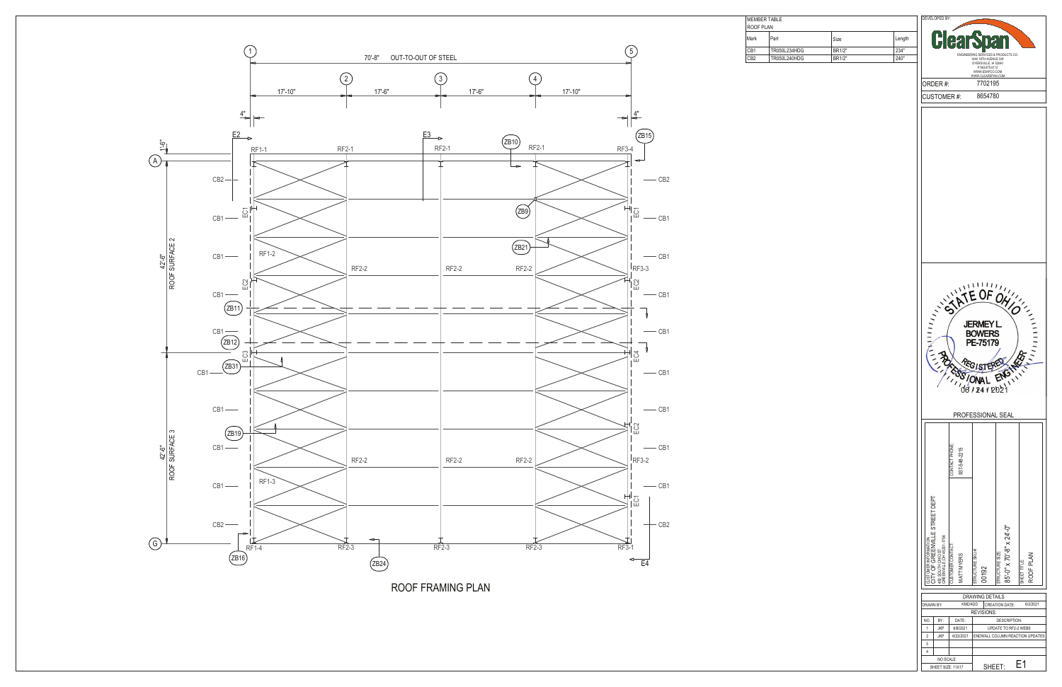# ROOF FRAMING PLAN

| MEMBER TABLE | | | |
|---|---|---|---|
| ROOF PLAN | | | |
| Mark | Part | Size | Length |
| CB1 | TR050L234HDG | BR1/2" | 234" |
| CB2 | TR050L240HDG | BR1/2" | 240" |

70'-8" OUT-TO-OUT OF STEEL

17'-10" | 17'-6" | 17'-6" | 17'-10"

4" | 4"

1'-6"

42'-6" ROOF SURFACE 2

42'-6" ROOF SURFACE 3

Gridlines: 1, 2, 3, 4, 5, A, G

Labels: E2, E3, E4, RF1-1, RF1-2, RF1-3, RF1-4, RF2-1, RF2-2, RF2-3, RF3-1, RF3-2, RF3-3, RF3-4, EC1, EC2, EC3, EC4, CB1, CB2, ZB9, ZB10, ZB11, ZB12, ZB15, ZB16, ZB19, ZB21, ZB24, ZB31

DEVELOPED BY: ClearSpan

ENGINEERING SERVICES & PRODUCTS CO.
1440 18TH AVENUE SW
DYERSVILLE, IA 52040
P:563-875-6113
WWW.ESPCO.COM
WWW.CLEARSPAN.COM

ORDER #: 7702195

CUSTOMER #: 8654780

STATE OF OHIO
JERMEY L. BOWERS
PE-75179
REGISTERED PROFESSIONAL ENGINEER
06 / 24 / 2021

PROFESSIONAL SEAL

CUSTOMER INFORMATION:
CITY OF GREENVILLE STREET DEPT
438 SOUTH OHIO ST
GREENVILLE,OH 45331-1556

CONTACT PHONE: 937-548-2215

CUSTOMER CONTACT: MATT MYERS

STRUCTURE SKU #: 00192

STRUCTURE SIZE: 85'-0" x 70'-8" x 24'-0"

SHEET TITLE: ROOF PLAN

| DRAWING DETAILS | | | |
|---|---|---|---|
| DRAWN BY: | KMD4DD | CREATION DATE: | 6/2/2021 |
| REVISIONS: | | | |
| NO. | BY: | DATE: | DESCRIPTION: |
| 1 | JKP | 6/8/2021 | UPDATE TO RF2-2 WEBS |
| 2 | JKP | 6/22/2021 | ENDWALL COLUMN REACTION UPDATES |
| 3 | | | |
| 4 | | | |

NO SCALE

SHEET SIZE: 11X17

SHEET: E1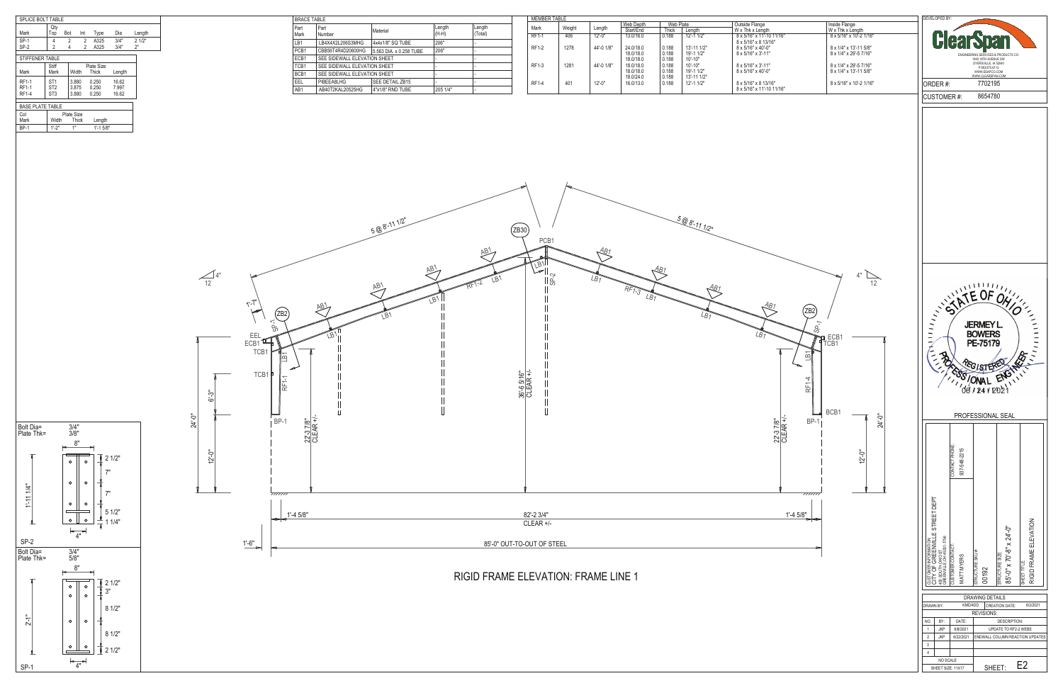**SPLICE BOLT TABLE**

| Mark | Qty Top | Bot | Int | Type | Dia | Length |
|---|---|---|---|---|---|---|
| SP-1 | 4 | 2 | 2 | A325 | 3/4" | 2 1/2" |
| SP-2 | 2 | 4 | 2 | A325 | 3/4" | 2" |

**STIFFENER TABLE**

| Mark | Stiff Mark | Width | Plate Size Thick | Length |
|---|---|---|---|---|
| RF1-1 | ST1 | 3.880 | 0.250 | 16.62 |
| RF1-1 | ST2 | 3.875 | 0.250 | 7.997 |
| RF1-4 | ST3 | 3.880 | 0.250 | 16.62 |

**BASE PLATE TABLE**

| Col Mark | Width | Plate Size Thick | Length |
|---|---|---|---|
| BP-1 | 1'-2" | 1" | 1'-1 5/8" |

**BRACE TABLE**

| Part Mark | Part Number | Material | Length (H-H) | Length (Total) |
|---|---|---|---|---|
| LB1 | LB4X4X2L206S3MHG | 4x4x1/8" SQ TUBE | 206" | - |
| PCB1 | CBB56T4R4D20600HG | 5.563 DIA. x 0.258 TUBE | 206" | - |
| ECB1 | SEE SIDEWALL ELEVATION SHEET | | - | - |
| TCB1 | SEE SIDEWALL ELEVATION SHEET | | - | - |
| BCB1 | SEE SIDEWALL ELEVATION SHEET | | - | - |
| EEL | PIBEEA8LHG | SEE DETAIL ZB15 | - | - |
| AB1 | AB40T2KAL20525HG | 4"x1/8" RND TUBE | 205 1/4" | - |

**MEMBER TABLE**

| Mark | Weight | Length | Web Depth Start/End | Web Plate Thick | Web Plate Length | Outside Flange W x Thk x Length | Inside Flange W x Thk x Length |
|---|---|---|---|---|---|---|---|
| RF1-1 | 406 | 12'-0" | 13.0/16.0 | 0.188 | 12'-1 1/2" | 8 x 5/16" x 11'-10 11/16" | 8 x 5/16" x 10'-2 1/16" |
| | | | | | | 8 x 5/16" x 8 13/16" | |
| RF1-2 | 1278 | 44'-0 1/8" | 24.0/18.0 | 0.188 | 13'-11 1/2" | 8 x 5/16" x 40'-0" | 8 x 1/4" x 13'-11 5/8" |
| | | | 18.0/18.0 | 0.188 | 19'-1 1/2" | 8 x 5/16" x 3'-11" | 8 x 1/4" x 29'-5 7/16" |
| | | | 18.0/18.0 | 0.188 | 10'-10" | | |
| RF1-3 | 1281 | 44'-0 1/8" | 18.0/18.0 | 0.188 | 10'-10" | 8 x 5/16" x 3'-11" | 8 x 1/4" x 29'-5 7/16" |
| | | | 18.0/18.0 | 0.188 | 19'-1 1/2" | 8 x 5/16" x 40'-0" | 8 x 1/4" x 13'-11 5/8" |
| | | | 18.0/24.0 | 0.188 | 13'-11 1/2" | | |
| RF1-4 | 401 | 12'-0" | 16.0/13.0 | 0.188 | 12'-1 1/2" | 8 x 5/16" x 8 13/16" | 8 x 5/16" x 10'-2 1/16" |
| | | | | | | 8 x 5/16" x 11'-10 11/16" | |

DEVELOPED BY: ClearSpan — ENGINEERING SERVICES & PRODUCTS CO., 1440 18TH AVENUE SW, DYERSVILLE, IA 52040, P:563.875.6113, WWW.ESPCO.COM, WWW.CLEARSPAN.COM

ORDER #: 7702195

CUSTOMER #: 8654780

SP-2: Bolt Dia= 3/4", Plate Thk= 3/8" — 8", 4", 1'-11 1/4", 2 1/2", 7", 7", 5 1/2", 1 1/4"

SP-1: Bolt Dia= 3/4", Plate Thk= 5/8" — 8", 4", 2'-1", 2 1/2", 3", 8 1/2", 8 1/2", 2 1/2"

5 @ 8'-11 1/2" | 5 @ 8'-11 1/2" | 4/12 | 4/12 | ZB30 | ZB2 | PCB1 | AB1 | LB1 | RF1-1 | RF1-2 | RF1-3 | RF1-4 | SP-1 | SP-2 | EEL | ECB1 | TCB1 | BCB1 | BP-1 | 1'-7" | 6'-3" | 12'-0" | 24'-0" | 22'-3 7/8" CLEAR +/- | 36'-6 5/16" CLEAR +/- | 1'-4 5/8" | 82'-2 3/4" CLEAR +/- | 1'-6" | 85'-0" OUT-TO-OUT OF STEEL

# RIGID FRAME ELEVATION: FRAME LINE 1

STATE OF OHIO — JERMEY L. BOWERS PE-75179 — REGISTERED PROFESSIONAL ENGINEER — 06/24/2021

PROFESSIONAL SEAL

CUSTOMER INFORMATION: CITY OF GREENVILLE STREET DEPT, 438 SOUTH OHIO ST, GREENVILLE, OH 45331-1556

CONTACT PHONE: 937-548-2215

CUSTOMER CONTACT: MATT MYERS

STRUCTURE SKU#: 00192

STRUCTURE SIZE: 85'-0" x 70'-8" x 24'-0"

SHEET TITLE: RIGID FRAME ELEVATION

**DRAWING DETAILS**

DRAWN BY: KMD4DD | CREATION DATE: 6/2/2021

**REVISIONS:**

| NO. | BY: | DATE: | DESCRIPTION: |
|---|---|---|---|
| 1 | JKP | 6/8/2021 | UPDATE TO RF2-2 WEBS |
| 2 | JKP | 6/22/2021 | ENDWALL COLUMN REACTION UPDATES |
| 3 | | | |
| 4 | | | |

NO SCALE

SHEET SIZE: 11X17

SHEET: E2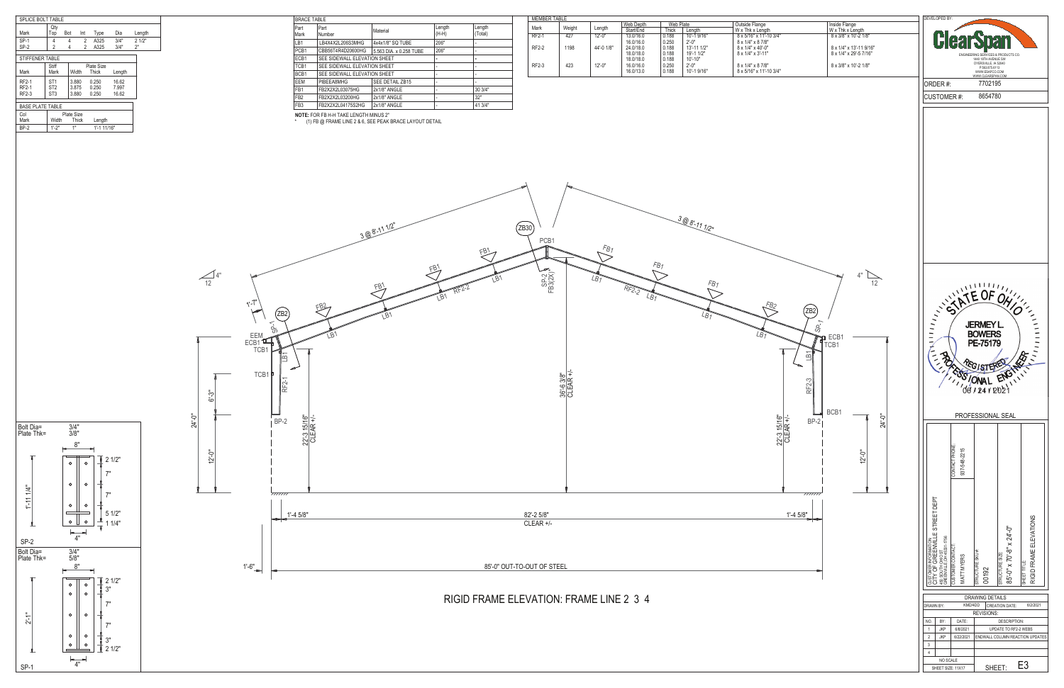## SPLICE BOLT TABLE

| Mark | Qty Top | Bot | Int | Type | Dia | Length |
|---|---|---|---|---|---|---|
| SP-1 | 4 | 4 | 2 | A325 | 3/4" | 2 1/2" |
| SP-2 | 2 | 4 | 2 | A325 | 3/4" | 2" |

## STIFFENER TABLE

| Mark | Stiff Mark | Plate Size Width | Thick | Length |
|---|---|---|---|---|
| RF2-1 | ST1 | 3.880 | 0.250 | 16.62 |
| RF2-1 | ST2 | 3.875 | 0.250 | 7.997 |
| RF2-3 | ST3 | 3.880 | 0.250 | 16.62 |

## BASE PLATE TABLE

| Col Mark | Plate Size Width | Thick | Length |
|---|---|---|---|
| BP-2 | 1'-2" | 1" | 1'-1 11/16" |

## BRACE TABLE

| Part Mark | Part Number | Material | Length (H-H) | Length (Total) |
|---|---|---|---|---|
| LB1 | LB4X4X2L206S3MHG | 4x4x1/8" SQ TUBE | 206" | - |
| PCB1 | CBB56T4R4D20600HG | 5.563 DIA. x 0.258 TUBE | 206" | - |
| ECB1 | SEE SIDEWALL ELEVATION SHEET | | - | - |
| TCB1 | SEE SIDEWALL ELEVATION SHEET | | - | - |
| BCB1 | SEE SIDEWALL ELEVATION SHEET | | - | - |
| EEM | PIBEEA8MHG | SEE DETAIL ZB15 | - | - |
| FB1 | FB2X2X2L03075HG | 2x1/8" ANGLE | - | 30 3/4" |
| FB2 | FB2X2X2L03200HG | 2x1/8" ANGLE | - | 32" |
| FB3 | FB2X2X2L04175S2HG | 2x1/8" ANGLE | - | 41 3/4" |

**NOTE:** FOR FB H-H TAKE LENGTH MINUS 2"
\* (1) FB @ FRAME LINE 2 & 6, SEE PEAK BRACE LAYOUT DETAIL

## MEMBER TABLE

| Mark | Weight | Length | Web Depth Start/End | Web Plate Thick | Web Plate Length | Outside Flange W x Thk x Length | Inside Flange W x Thk x Length |
|---|---|---|---|---|---|---|---|
| RF2-1 | 427 | 12'-0" | 13.0/16.0 | 0.188 | 10'-1 9/16" | 8 x 5/16" x 11'-10 3/4" | 8 x 3/8" x 10'-2 1/8" |
| | | | 16.0/16.0 | 0.250 | 2'-0" | 8 x 1/4" x 8 7/8" | |
| RF2-2 | 1198 | 44'-0 1/8" | 24.0/18.0 | 0.188 | 13'-11 1/2" | 8 x 1/4" x 40'-0" | 8 x 1/4" x 13'-11 9/16" |
| | | | 18.0/18.0 | 0.188 | 19'-1 1/2" | 8 x 1/4" x 3'-11" | 8 x 1/4" x 29'-5 7/16" |
| | | | 18.0/18.0 | 0.188 | 10'-10" | | |
| RF2-3 | 423 | 12'-0" | 16.0/16.0 | 0.250 | 2'-0" | 8 x 1/4" x 8 7/8" | 8 x 3/8" x 10'-2 1/8" |
| | | | 16.0/13.0 | 0.188 | 10'-1 9/16" | 8 x 5/16" x 11'-10 3/4" | |

DEVELOPED BY: ClearSpan — ENGINEERING SERVICES & PRODUCTS CO., 1440 10TH AVENUE SW, DYERSVILLE, IA 52040, P:563.875.6113, WWW.ESPCO.COM, WWW.CLEARSPAN.COM

ORDER #: 7702195

CUSTOMER #: 8654780

### Frame details

SP-2: Bolt Dia= 3/4", Plate Thk= 3/8" — 8" x 1'-11 1/4" (2 1/2", 7", 7", 5 1/2", 1 1/4"; 4")

SP-1: Bolt Dia= 3/4", Plate Thk= 5/8" — 8" x 2'-1" (2 1/2", 3", 7", 7", 3", 2 1/2"; 4")

Labels: 4/12 slope, 3 @ 8'-11 1/2" (each side), ZB30, PCB1, SP-2, FB3(2X)\*, FB1, FB2, LB1, RF2-1, RF2-2, RF2-3, ZB2, SP-1, EEM, ECB1, TCB1, BCB1, BP-2, 1'-7", 6'-3", 12'-0", 24'-0", 22'-3 15/16" CLEAR +/-, 36'-6 3/8" CLEAR +/-, 1'-4 5/8", 82'-2 5/8" CLEAR +/-, 1'-6", 85'-0" OUT-TO-OUT OF STEEL

# RIGID FRAME ELEVATION: FRAME LINE 2 3 4

STATE OF OHIO — JERMEY L. BOWERS PE-75179 — REGISTERED PROFESSIONAL ENGINEER — 06/24/2021

PROFESSIONAL SEAL

CUSTOMER INFORMATION: CITY OF GREENVILLE STREET DEPT, 405 SOUTH OHIO ST, GREENVILLE, OH 45331-1856
CONTACT PHONE: 937-548-2215
CUSTOMER CONTACT: MATT MYERS
STRUCTURE SKU#: 00192
STRUCTURE SIZE: 85'-0" x 70'-8" x 24'-0"
SHEET TITLE: RIGID FRAME ELEVATIONS

## DRAWING DETAILS

DRAWN BY: KMD40D — CREATION DATE: 6/2/2021

| NO. | BY: | DATE: | DESCRIPTION: |
|---|---|---|---|
| 1 | JKP | 6/8/2021 | UPDATE TO RF2-2 WEBS |
| 2 | JKP | 6/22/2021 | ENDWALL COLUMN REACTION UPDATES |
| 3 | | | |
| 4 | | | |

NO SCALE — SHEET SIZE: 11X17 — SHEET: E3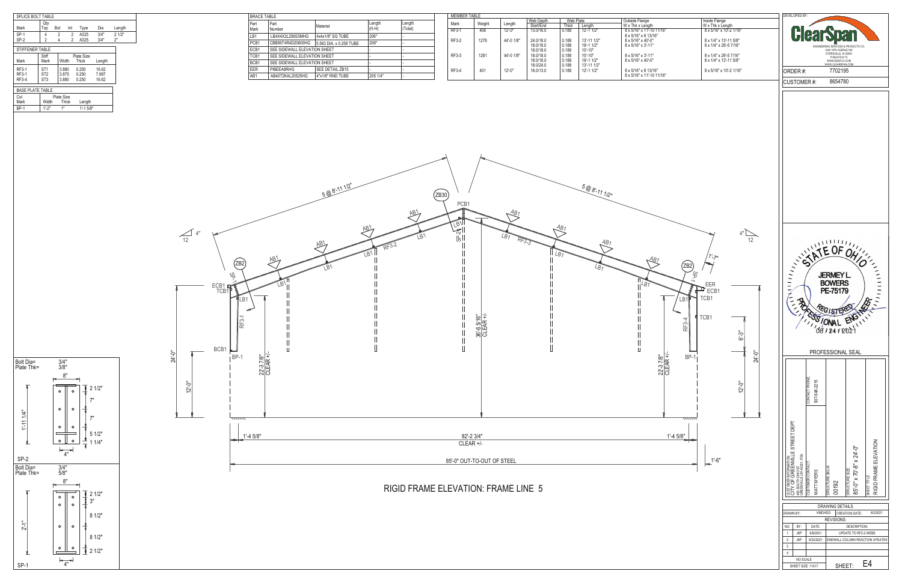**SPLICE BOLT TABLE**

| Mark | Qty Top | Bot | Int | Type | Dia | Length |
|---|---|---|---|---|---|---|
| SP-1 | 4 | 2 | 2 | A325 | 3/4" | 2 1/2" |
| SP-2 | 2 | 4 | 2 | A325 | 3/4" | 2" |

**STIFFENER TABLE**

| Mark | Stiff Mark | Plate Size Width | Thick | Length |
|---|---|---|---|---|
| RF3-1 | ST1 | 3.880 | 0.250 | 16.62 |
| RF3-1 | ST2 | 3.875 | 0.250 | 7.997 |
| RF3-4 | ST3 | 3.880 | 0.250 | 16.62 |

**BASE PLATE TABLE**

| Col Mark | Plate Size Width | Thick | Length |
|---|---|---|---|
| BP-1 | 1'-2" | 1" | 1'-1 5/8" |

**BRACE TABLE**

| Part Mark | Part Number | Material | Length (H-H) | Length (Total) |
|---|---|---|---|---|
| LB1 | LB4X4X2L206S3MHG | 4x4x1/8" SQ TUBE | 206" | - |
| PCB1 | CBB56T4R4D20600HG | 5.563 DIA. x 0.258 TUBE | 206" | - |
| ECB1 | SEE SIDEWALL ELEVATION SHEET | | - | - |
| TCB1 | SEE SIDEWALL ELEVATION SHEET | | - | - |
| BCB1 | SEE SIDEWALL ELEVATION SHEET | | - | - |
| EER | PIBEEA8RHG | SEE DETAIL ZB15 | - | - |
| AB1 | AB40T2KAL20525HG | 4"x1/8" RND TUBE | 205 1/4" | - |

**MEMBER TABLE**

| Mark | Weight | Length | Web Depth Start/End | Web Plate Thick | Web Plate Length | Outside Flange W x Thk x Length | Inside Flange W x Thk x Length |
|---|---|---|---|---|---|---|---|
| RF3-1 | 406 | 12'-0" | 13.0/16.0 | 0.188 | 12'-1 1/2" | 8 x 5/16" x 11'-10 11/16" | 8 x 5/16" x 10'-2 1/16" |
| | | | | | | 8 x 5/16" x 8 13/16" | |
| RF3-2 | 1278 | 44'-0 1/8" | 24.0/18.0 | 0.188 | 13'-11 1/2" | 8 x 5/16" x 40'-0" | 8 x 1/4" x 13'-11 5/8" |
| | | | 18.0/18.0 | 0.188 | 19'-1 1/2" | 8 x 5/16" x 3'-11" | 8 x 1/4" x 29'-5 7/16" |
| | | | 18.0/18.0 | 0.188 | 10'-10" | | |
| RF3-3 | 1281 | 44'-0 1/8" | 18.0/18.0 | 0.188 | 10'-10" | 8 x 5/16" x 3'-11" | 8 x 1/4" x 29'-5 7/16" |
| | | | 18.0/18.0 | 0.188 | 19'-1 1/2" | 8 x 5/16" x 40'-0" | 8 x 1/4" x 13'-11 5/8" |
| | | | 18.0/24.0 | 0.188 | 13'-11 1/2" | | |
| RF3-4 | 401 | 12'-0" | 16.0/13.0 | 0.188 | 12'-1 1/2" | 8 x 5/16" x 8 13/16" | 8 x 5/16" x 10'-2 1/16" |
| | | | | | | 8 x 5/16" x 11'-10 11/16" | |

DEVELOPED BY: ClearSpan — ENGINEERING SERVICES & PRODUCTS CO., 1440 18TH AVENUE SW, OYERSVILLE, IA 52040, P 563.875.6113, WWW.ESPCO.COM, WWW.CLEARSPAN.COM

ORDER #: 7702195

CUSTOMER #: 8654780

SP-2: Bolt Dia= 3/4", Plate Thk= 3/8"; 8" x 1'-11 1/4" (2 1/2", 7", 7", 5 1/2", 1 1/4"; 4")

SP-1: Bolt Dia= 3/4", Plate Thk= 5/8"; 8" x 2'-1" (2 1/2", 3", 8 1/2", 8 1/2", 2 1/2"; 4")

Roof slope 4:12 each side; 5 @ 8'-11 1/2" each side; 36'-6 5/16" CLEAR +/-; 22'-3 7/8" CLEAR +/- each side; 24'-0"; 12'-0"; 6'-3"; 1'-7"; 1'-4 5/8"; 82'-2 3/4" CLEAR +/-; 85'-0" OUT-TO-OUT OF STEEL; 1'-6"

Labels: ZB30, ZB2, PCB1, ECB1, TCB1, BCB1, EER, LB1, AB1, SP-1, SP-2, RF3-1, RF3-2, RF3-3, RF3-4, BP-1

# RIGID FRAME ELEVATION: FRAME LINE 5

PROFESSIONAL SEAL: STATE OF OHIO — JERMEY L. BOWERS — PE-75179 — REGISTERED PROFESSIONAL ENGINEER — 06/24/2021

CUSTOMER INFORMATION: CITY OF GREENVILLE STREET DEPT, 435 SOUTH OHIO ST, GREENVILLE OH 45331-1556

CONTACT PHONE: 937-548-2216

CUSTOMER CONTACT: MATT MYERS

STRUCTURE SKU#: 00192

STRUCTURE SIZE: 85'-0" x 70'-8" x 24'-0"

SHEET TITLE: RIGID FRAME ELEVATION

**DRAWING DETAILS**

DRAWN BY: KMD40D — CREATION DATE: 6/2/2021

**REVISIONS:**

| NO. | BY: | DATE: | DESCRIPTION: |
|---|---|---|---|
| 1 | JKP | 6/8/2021 | UPDATE TO RF3-2 WEBS |
| 2 | JKP | 6/22/2021 | ENDWALL COLUMN REACTION UPDATES |
| 3 | | | |
| 4 | | | |

NO SCALE — SHEET SIZE: 11X17 — SHEET: E4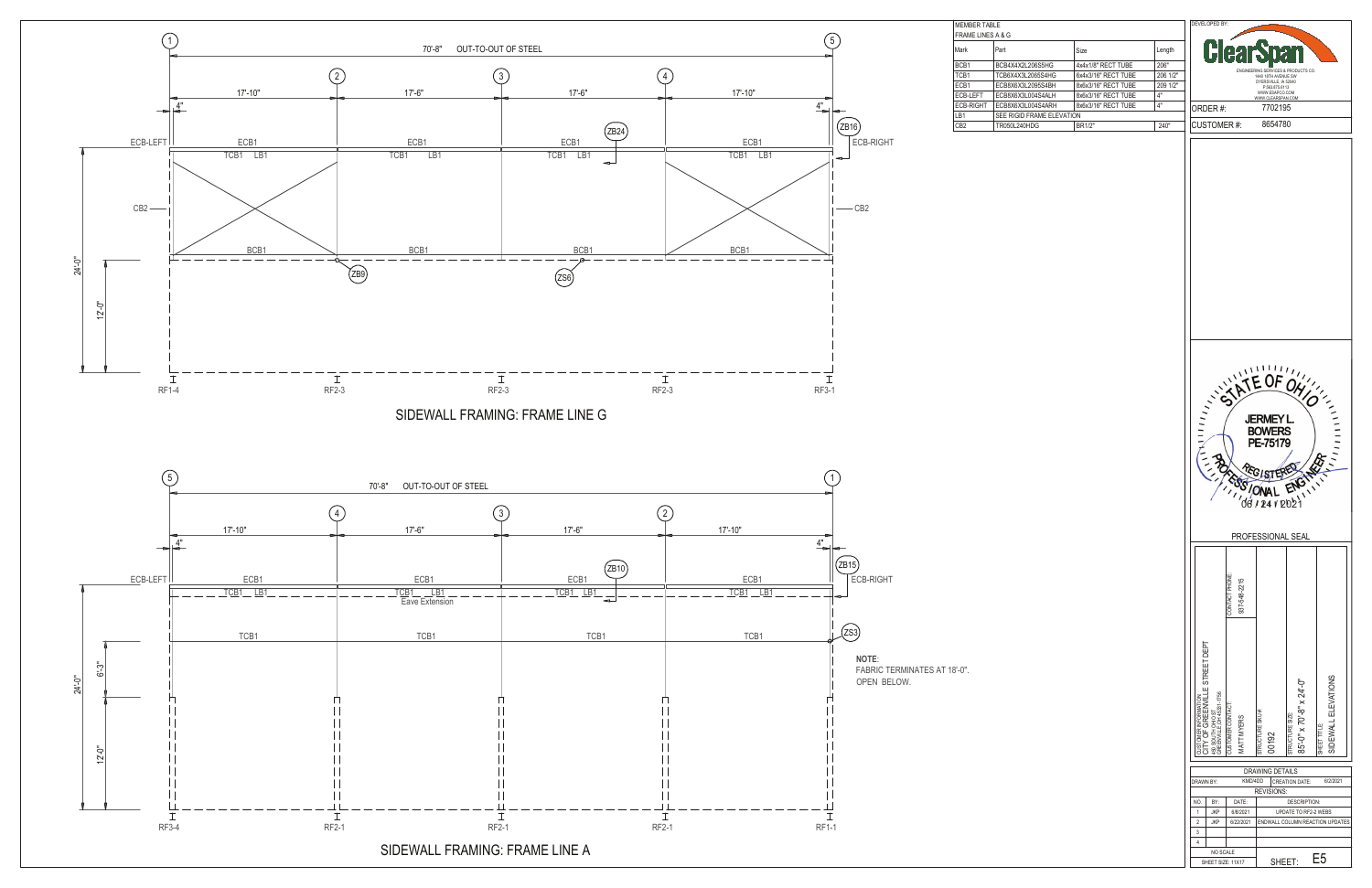## SIDEWALL FRAMING: FRAME LINE G

70'-8" OUT-TO-OUT OF STEEL

Grid lines: 1, 2, 3, 4, 5

Bay dimensions: 4" | 17'-10" | 17'-6" | 17'-6" | 17'-10" | 4"

ECB-LEFT, ECB1, ECB1, ECB1, ECB1, ECB-RIGHT

TCB1 LB1, TCB1 LB1, TCB1 LB1, TCB1 LB1

CB2, CB2

BCB1, BCB1, BCB1, BCB1

ZB24, ZB16, ZB9, ZS6

24'-0", 12'-0"

RF1-4, RF2-3, RF2-3, RF2-3, RF3-1

## SIDEWALL FRAMING: FRAME LINE A

70'-8" OUT-TO-OUT OF STEEL

Grid lines: 5, 4, 3, 2, 1

Bay dimensions: 4" | 17'-10" | 17'-6" | 17'-6" | 17'-10" | 4"

ECB-LEFT, ECB1, ECB1, ECB1, ECB1, ECB-RIGHT

TCB1 LB1, TCB1 LB1 Eave Extension, TCB1 LB1, TCB1 LB1

TCB1, TCB1, TCB1, TCB1

ZB10, ZB15, ZS3

24'-0", 6'-3", 12'-0"

RF3-4, RF2-1, RF2-1, RF2-1, RF1-1

**NOTE**: FABRIC TERMINATES AT 18'-0". OPEN BELOW.

## MEMBER TABLE

FRAME LINES A & G

| Mark | Part | Size | Length |
|---|---|---|---|
| BCB1 | BCB4X4X2L206S5HG | 4x4x1/8" RECT TUBE | 206" |
| TCB1 | TCB6X4X3L206S4HG | 6x4x3/16" RECT TUBE | 206 1/2" |
| ECB1 | ECB8X6X3L209S4BH | 8x6x3/16" RECT TUBE | 209 1/2" |
| ECB-LEFT | ECB8X6X3L004S4ALH | 8x6x3/16" RECT TUBE | 4" |
| ECB-RIGHT | ECB8X6X3L004S4ARH | 8x6x3/16" RECT TUBE | 4" |
| LB1 | SEE RIGID FRAME ELEVATION | | |
| CB2 | TR050L240HDG | BR1/2" | 240" |

DEVELOPED BY: ClearSpan

ENGINEERING SERVICES & PRODUCTS CO.
1440 18TH AVENUE SW
DYERSVILLE, IA 52040
P 563.875.6113
WWW.EDAPCO.COM
WWW.CLEARSPAN.COM

ORDER #: 7702195

CUSTOMER #: 8654780

STATE OF OHIO
JERMEY L. BOWERS
PE-75179
REGISTERED PROFESSIONAL ENGINEER
08 / 24 / 2021

PROFESSIONAL SEAL

CUSTOMER INFORMATION: CITY OF GREENVILLE STREET DEPT
1405 SOUTH OHIO ST
GREENVILLE OH 45331-1756

CONTACT PHONE: 937-548-2215

CUSTOMER CONTACT: MATT MYERS

STRUCTURE SKU#: 00192

STRUCTURE SIZE: 85'-0" x 70'-8" x 24'-0"

SHEET TITLE: SIDEWALL ELEVATIONS

DRAWING DETAILS

DRAWN BY: KM0400 | CREATION DATE: 6/2/2021

REVISIONS:

| NO. | BY: | DATE: | DESCRIPTION: |
|---|---|---|---|
| 1 | JKP | 6/8/2021 | UPDATE TO RF2-2 WEBS |
| 2 | JKP | 6/22/2021 | ENDWALL COLUMN REACTION UPDATES |
| 3 | | | |
| 4 | | | |

NO SCALE

SHEET SIZE: 11X17

SHEET: E5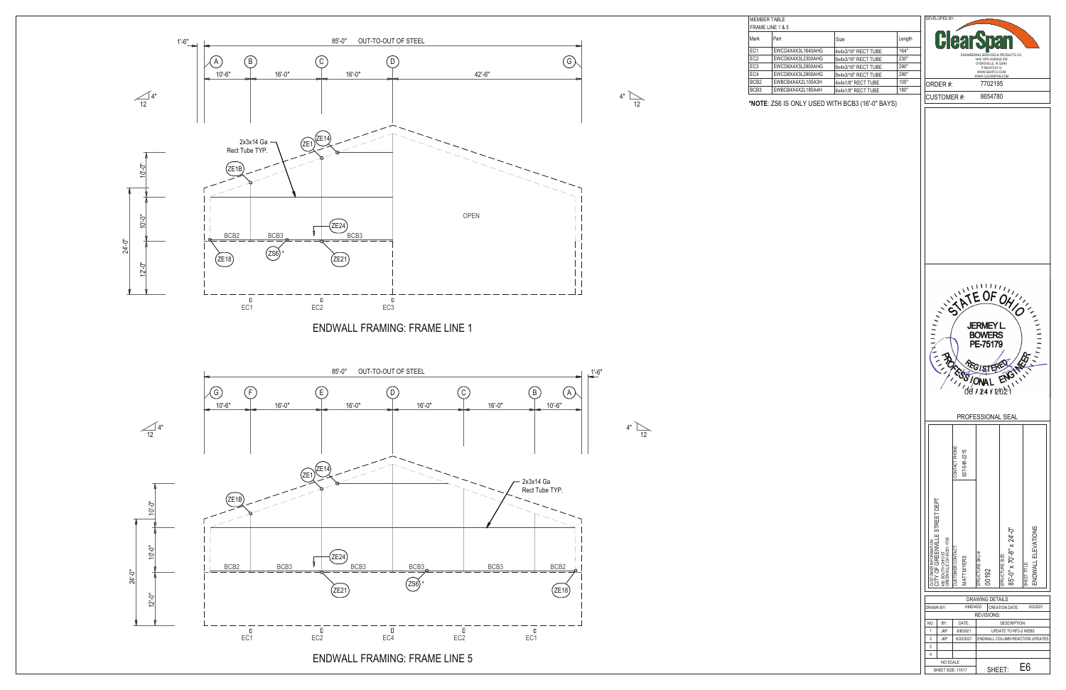## ENDWALL FRAMING: FRAME LINE 1

85'-0" OUT-TO-OUT OF STEEL

1'-6"

A B C D G

10'-6" 16'-0" 16'-0" 42'-6"

4" / 12

2x3x14 Ga Rect Tube TYP.

ZE1 ZE14 ZE1B ZE24 ZE18 ZS6 * ZE21

BCB2 BCB3 BCB3

OPEN

10'-0" 10'-0" 12'-0" 24'-0"

EC1 EC2 EC3

## ENDWALL FRAMING: FRAME LINE 5

85'-0" OUT-TO-OUT OF STEEL

1'-6"

G F E D C B A

10'-6" 16'-0" 16'-0" 16'-0" 16'-0" 10'-6"

4" / 12

2x3x14 Ga Rect Tube TYP.

ZE1 ZE14 ZE1B ZE24 ZE21 ZS6 * ZE18

BCB2 BCB3 BCB3 BCB3 BCB3 BCB2

10'-0" 10'-0" 12'-0" 24'-0"

EC1 EC2 EC4 EC2 EC1

MEMBER TABLE
FRAME LINE 1 & 5

| Mark | Part | Size | Length |
|---|---|---|---|
| EC1 | EWCD4X4X3L1640AHG | 4x4x3/16" RECT TUBE | 164" |
| EC2 | EWCD6X4X3L2300AHG | 6x4x3/16" RECT TUBE | 230" |
| EC3 | EWCD6X4X3L2900AHG | 6x4x3/16" RECT TUBE | 290" |
| EC4 | EWCD6X4X3L2900AHG | 6x4x3/16" RECT TUBE | 290" |
| BCB2 | EWBCB4X4X2L105A3H | 4x4x1/8" RECT TUBE | 105" |
| BCB3 | EWBCB4X4X2L180A4H | 4x4x1/8" RECT TUBE | 180" |

***NOTE**: ZS6 IS ONLY USED WITH BCB3 (16'-0" BAYS)

DEVELOPED BY:

ClearSpan

ENGINEERING SERVICES & PRODUCTS CO.
1440 18TH AVENUE SW
DYERSVILLE, IA 52040
P.563.875.6113
WWW.ESAPCO.COM
WWW.CLEARSPAN.COM

ORDER #: 7702195

CUSTOMER #: 8654780

STATE OF OHIO
JERMEY L. BOWERS
PE-75179
REGISTERED PROFESSIONAL ENGINEER
06/24/2021

PROFESSIONAL SEAL

CUSTOMER INFORMATION:
CITY OF GREENVILLE STREET DEPT
100 SOUTH OHIO ST
GREENVILLE OH 45331-1956

CONTACT PHONE: 937-548-2215

CUSTOMER CONTACT: MATT MYERS

STRUCTURE SKU#: 00192

STRUCTURE SIZE: 85'-0" x 70'-8" x 24'-0"

SHEET TITLE: ENDWALL ELEVATIONS

DRAWING DETAILS

DRAWN BY: KMD40D | CREATION DATE: 6/2/2021

REVISIONS:

| NO. | BY: | DATE: | DESCRIPTION: |
|---|---|---|---|
| 1 | JKP | 6/8/2021 | UPDATE TO RF2-2 WEBS |
| 2 | JKP | 6/22/2021 | ENDWALL COLUMN REACTION UPDATES |
| 3 | | | |
| 4 | | | |

NO SCALE
SHEET SIZE: 11X17

SHEET: E6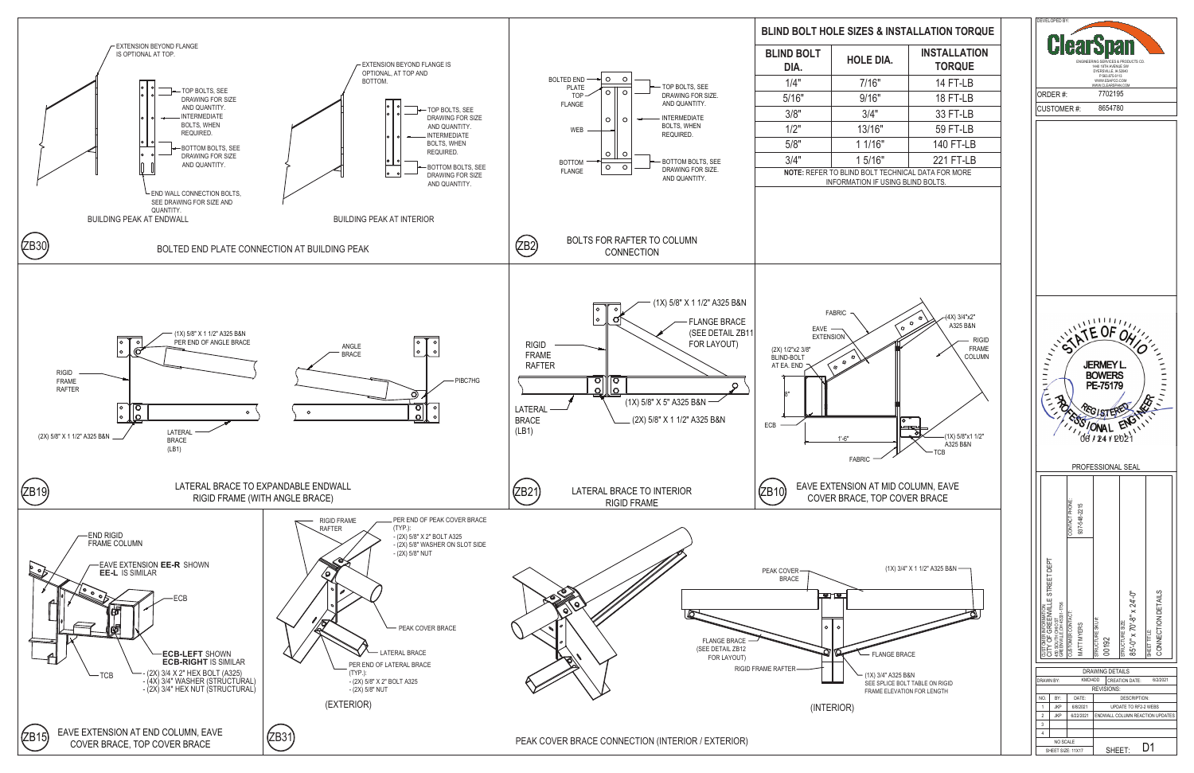## BLIND BOLT HOLE SIZES & INSTALLATION TORQUE

| BLIND BOLT DIA. | HOLE DIA. | INSTALLATION TORQUE |
|---|---|---|
| 1/4" | 7/16" | 14 FT-LB |
| 5/16" | 9/16" | 18 FT-LB |
| 3/8" | 3/4" | 33 FT-LB |
| 1/2" | 13/16" | 59 FT-LB |
| 5/8" | 1 1/16" | 140 FT-LB |
| 3/4" | 1 5/16" | 221 FT-LB |

**NOTE:** REFER TO BLIND BOLT TECHNICAL DATA FOR MORE INFORMATION IF USING BLIND BOLTS.

### ZB30 — BOLTED END PLATE CONNECTION AT BUILDING PEAK

BUILDING PEAK AT ENDWALL:
- EXTENSION BEYOND FLANGE IS OPTIONAL AT TOP.
- TOP BOLTS, SEE DRAWING FOR SIZE AND QUANTITY.
- INTERMEDIATE BOLTS, WHEN REQUIRED.
- BOTTOM BOLTS, SEE DRAWING FOR SIZE AND QUANTITY.
- END WALL CONNECTION BOLTS, SEE DRAWING FOR SIZE AND QUANTITY.

BUILDING PEAK AT INTERIOR:
- EXTENSION BEYOND FLANGE IS OPTIONAL, AT TOP AND BOTTOM.
- TOP BOLTS, SEE DRAWING FOR SIZE AND QUANTITY.
- INTERMEDIATE BOLTS, WHEN REQUIRED.
- BOTTOM BOLTS, SEE DRAWING FOR SIZE AND QUANTITY.

### ZB2 — BOLTS FOR RAFTER TO COLUMN CONNECTION

- BOLTED END PLATE
- TOP FLANGE
- WEB
- BOTTOM FLANGE
- TOP BOLTS, SEE DRAWING FOR SIZE. AND QUANTITY.
- INTERMEDIATE BOLTS, WHEN REQUIRED.
- BOTTOM BOLTS, SEE DRAWING FOR SIZE. AND QUANTITY.

### ZB19 — LATERAL BRACE TO EXPANDABLE ENDWALL RIGID FRAME (WITH ANGLE BRACE)

- (1X) 5/8" X 1 1/2" A325 B&N PER END OF ANGLE BRACE
- RIGID FRAME RAFTER
- (2X) 5/8" X 1 1/2" A325 B&N
- LATERAL BRACE (LB1)
- ANGLE BRACE
- PIBC7HG

### ZB21 — LATERAL BRACE TO INTERIOR RIGID FRAME

- (1X) 5/8" X 1 1/2" A325 B&N
- FLANGE BRACE (SEE DETAIL ZB11 FOR LAYOUT)
- RIGID FRAME RAFTER
- LATERAL BRACE (LB1)
- (1X) 5/8" X 5" A325 B&N
- (2X) 5/8" X 1 1/2" A325 B&N

### ZB10 — EAVE EXTENSION AT MID COLUMN, EAVE COVER BRACE, TOP COVER BRACE

- FABRIC
- EAVE EXTENSION
- (2X) 1/2"x2 3/8" BLIND-BOLT AT EA. END
- 8"
- ECB
- 1'-6"
- FABRIC
- (4X) 3/4"x2" A325 B&N
- RIGID FRAME COLUMN
- (1X) 5/8"x1 1/2" A325 B&N
- TCB

### ZB15 — EAVE EXTENSION AT END COLUMN, EAVE COVER BRACE, TOP COVER BRACE

- END RIGID FRAME COLUMN
- EAVE EXTENSION **EE-R** SHOWN **EE-L** IS SIMILAR
- ECB
- **ECB-LEFT** SHOWN **ECB-RIGHT** IS SIMILAR
- TCB
- (2X) 3/4 X 2" HEX BOLT (A325)
- (4X) 3/4" WASHER (STRUCTURAL)
- (2X) 3/4" HEX NUT (STRUCTURAL)

### ZB31 — PEAK COVER BRACE CONNECTION (INTERIOR / EXTERIOR)

(EXTERIOR):
- RIGID FRAME RAFTER
- PER END OF PEAK COVER BRACE (TYP.):
  - (2X) 5/8" X 2" BOLT A325
  - (2X) 5/8" WASHER ON SLOT SIDE
  - (2X) 5/8" NUT
- PEAK COVER BRACE
- LATERAL BRACE
- PER END OF LATERAL BRACE (TYP.):
  - (2X) 5/8" X 2" BOLT A325
  - (2X) 5/8" NUT

(INTERIOR):
- PEAK COVER BRACE
- (1X) 3/4" X 1 1/2" A325 B&N
- FLANGE BRACE (SEE DETAIL ZB12 FOR LAYOUT)
- RIGID FRAME RAFTER
- FLANGE BRACE
- (1X) 3/4" A325 B&N SEE SPLICE BOLT TABLE ON RIGID FRAME ELEVATION FOR LENGTH

---

DEVELOPED BY: ClearSpan — ENGINEERING SERVICES & PRODUCTS CO., 1440 18TH AVENUE SW, DYERSVILLE, IA 52040, P 563-875-0113, WWW.ESAPCO.COM, WWW.CLEARSPAN.COM

ORDER #: 7702195
CUSTOMER #: 8654780

PROFESSIONAL SEAL: STATE OF OHIO — JERMEY L. BOWERS — PE-75179 — REGISTERED PROFESSIONAL ENGINEER — 06/24/2021

CUSTOMER INFORMATION: CITY OF GREENVILLE STREET DEPT, 410 SOUTH OHIO ST, GREENVILLE, OH 45331-1558
CONTACT PHONE: 937-548-2215
CUSTOMER CONTACT: MATT MYERS
STRUCTURE SKU #: 00192
STRUCTURE SIZE: 85'-0" x 70'-8" x 24'-0"
SHEET TITLE: CONNECTION DETAILS

DRAWING DETAILS
DRAWN BY: KMCHIZO — CREATION DATE: 6/2/2021

REVISIONS:

| NO. | BY: | DATE: | DESCRIPTION: |
|---|---|---|---|
| 1 | JKP | 6/8/2021 | UPDATE TO RF2-2 WEBS |
| 2 | JKP | 6/22/2021 | ENDWALL COLUMN REACTION UPDATES |
| 3 | | | |
| 4 | | | |

NO SCALE — SHEET SIZE: 11X17 — SHEET: D1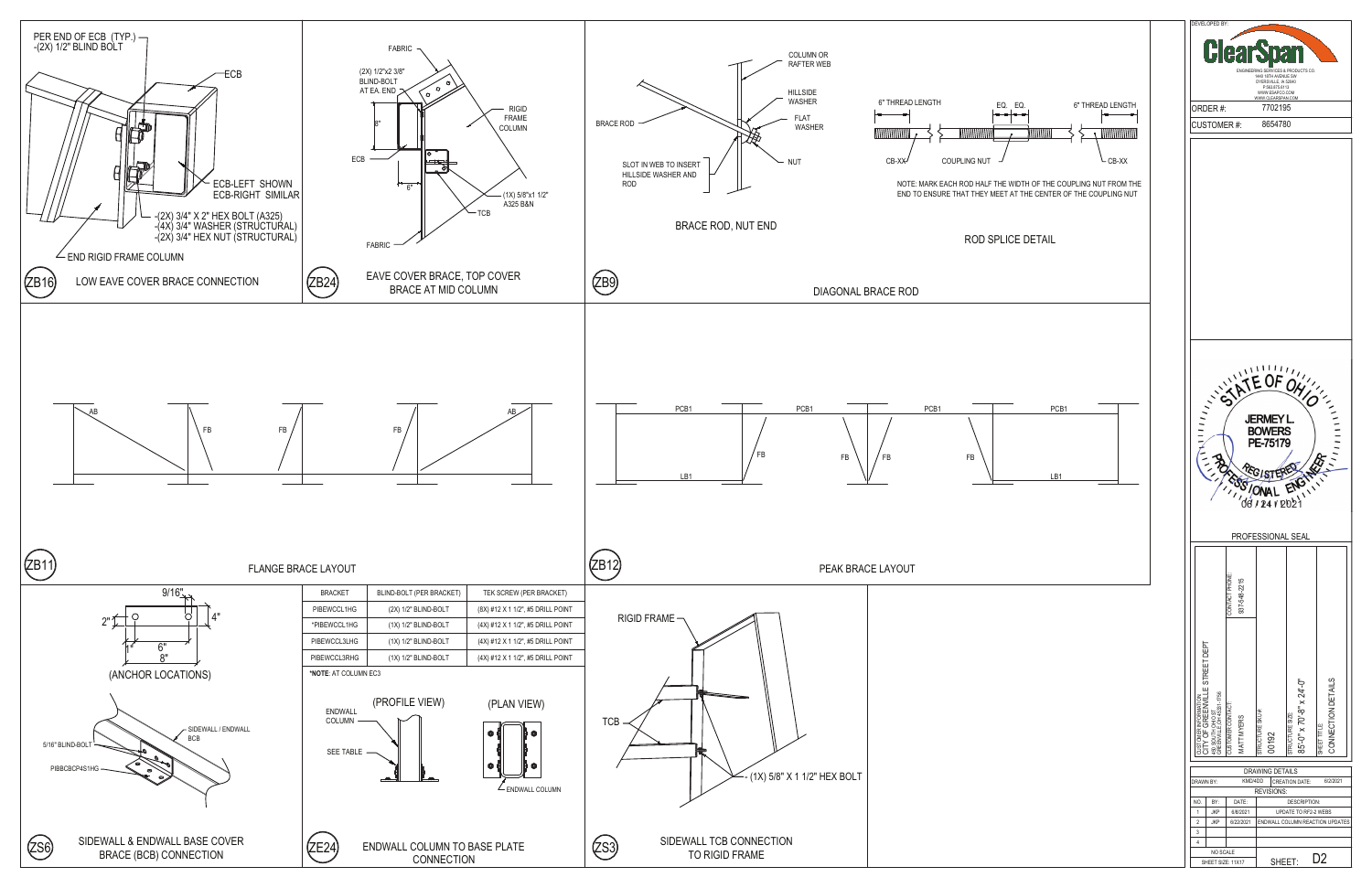## ZB16 LOW EAVE COVER BRACE CONNECTION

PER END OF ECB (TYP.) -(2X) 1/2" BLIND BOLT

ECB

ECB-LEFT SHOWN
ECB-RIGHT SIMILAR

-(2X) 3/4" X 2" HEX BOLT (A325)
-(4X) 3/4" WASHER (STRUCTURAL)
-(2X) 3/4" HEX NUT (STRUCTURAL)

END RIGID FRAME COLUMN

## ZB24 EAVE COVER BRACE, TOP COVER BRACE AT MID COLUMN

FABRIC

(2X) 1/2"x2 3/8" BLIND-BOLT AT EA. END

8"

ECB

6"

RIGID FRAME COLUMN

(1X) 5/8"x1 1/2" A325 B&N

TCB

FABRIC

## ZB9 DIAGONAL BRACE ROD

### BRACE ROD, NUT END

BRACE ROD

COLUMN OR RAFTER WEB

HILLSIDE WASHER

FLAT WASHER

NUT

SLOT IN WEB TO INSERT HILLSIDE WASHER AND ROD

### ROD SPLICE DETAIL

6" THREAD LENGTH

EQ. EQ.

6" THREAD LENGTH

CB-XX

COUPLING NUT

CB-XX

NOTE: MARK EACH ROD HALF THE WIDTH OF THE COUPLING NUT FROM THE END TO ENSURE THAT THEY MEET AT THE CENTER OF THE COUPLING NUT

## ZB11 FLANGE BRACE LAYOUT

AB FB FB FB AB

## ZB12 PEAK BRACE LAYOUT

PCB1 PCB1 PCB1 PCB1

FB FB FB FB

LB1 LB1

## ZS6 SIDEWALL & ENDWALL BASE COVER BRACE (BCB) CONNECTION

9/16"

2"

4"

1"

6"

8"

(ANCHOR LOCATIONS)

SIDEWALL / ENDWALL BCB

5/16" BLIND-BOLT

PIBBCBCP4S1HG

## ZE24 ENDWALL COLUMN TO BASE PLATE CONNECTION

| BRACKET | BLIND-BOLT (PER BRACKET) | TEK SCREW (PER BRACKET) |
|---|---|---|
| PIBEWCCL1HG | (2X) 1/2" BLIND-BOLT | (8X) #12 X 1 1/2", #5 DRILL POINT |
| *PIBEWCCL1HG | (1X) 1/2" BLIND-BOLT | (4X) #12 X 1 1/2", #5 DRILL POINT |
| PIBEWCCL3LHG | (1X) 1/2" BLIND-BOLT | (4X) #12 X 1 1/2", #5 DRILL POINT |
| PIBEWCCL3RHG | (1X) 1/2" BLIND-BOLT | (4X) #12 X 1 1/2", #5 DRILL POINT |

***NOTE**: AT COLUMN EC3

(PROFILE VIEW) (PLAN VIEW)

ENDWALL COLUMN

SEE TABLE

ENDWALL COLUMN

## ZS3 SIDEWALL TCB CONNECTION TO RIGID FRAME

RIGID FRAME

TCB

(1X) 5/8" X 1 1/2" HEX BOLT

---

DEVELOPED BY: ClearSpan

ENGINEERING SERVICES & PRODUCTS CO.
1440 10TH AVENUE SW
DYERSVILLE, IA 52040
P 563-875-6113
WWW.EDAPCO.COM
WWW.CLEARSPAN.COM

ORDER #: 7702195

CUSTOMER #: 8654780

STATE OF OHIO
JERMEY L. BOWERS
PE-75179
REGISTERED PROFESSIONAL ENGINEER
08 / 24 / 2021

PROFESSIONAL SEAL

CUSTOMER INFORMATION: CITY OF GREENVILLE STREET DEPT
436 SOUTH OHIO ST
GREENVILLE OH 45331-1956

CONTACT PHONE: 937-548-2215

CUSTOMER CONTACT: MATT MYERS

STRUCTURE SKU#: 00192

STRUCTURE SIZE: 85'-0" x 70'-8" x 24'-0"

SHEET TITLE: CONNECTION DETAILS

| DRAWING DETAILS | | | |
|---|---|---|---|
| DRAWN BY: | KMD4DD | CREATION DATE: | 6/2/2021 |
| REVISIONS: | | | |
| NO. | BY: | DATE: | DESCRIPTION: |
| 1 | JKP | 6/8/2021 | UPDATE TO RF2-2 WEBS |
| 2 | JKP | 6/22/2021 | ENDWALL COLUMN REACTION UPDATES |
| 3 | | | |
| 4 | | | |

NO SCALE
SHEET SIZE: 11X17

SHEET: D2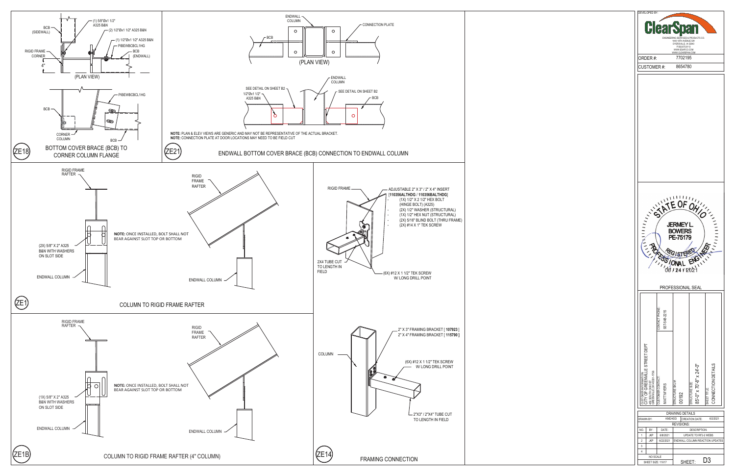## ZE18 — BOTTOM COVER BRACE (BCB) TO CORNER COLUMN FLANGE

BCB (SIDEWALL)

(1) 5/8"Øx1 1/2" A325 B&N

(2) 1/2"Øx1 1/2" A325 B&N

(1) 1/2"Øx1 1/2" A325 B&N

PIBEWBCBCL1HG

BCB (ENDWALL)

RIGID FRAME CORNER

4"

(PLAN VIEW)

PIBEWBCBCL1HG

BCB

CORNER COLUMN

BCB

## ZE21 — ENDWALL BOTTOM COVER BRACE (BCB) CONNECTION TO ENDWALL COLUMN

ENDWALL COLUMN

CONNECTION PLATE

BCB

(PLAN VIEW)

ENDWALL COLUMN

SEE DETAIL ON SHEET B2

1/2"Øx1 1/2" A325 B&N

SEE DETAIL ON SHEET B2

BCB

**NOTE:** PLAN & ELEV VIEWS ARE GENERIC AND MAY NOT BE REPRESENTATIVE OF THE ACTUAL BRACKET.

**NOTE:** CONNECTION PLATE AT DOOR LOCATIONS MAY NEED TO BE FIELD CUT

## ZE1 — COLUMN TO RIGID FRAME RAFTER

RIGID FRAME RAFTER

RIGID FRAME RAFTER

**NOTE:** ONCE INSTALLED, BOLT SHALL NOT BEAR AGAINST SLOT TOP OR BOTTOM

(2X) 5/8" X 2" A325 B&N WITH WASHERS ON SLOT SIDE

ENDWALL COLUMN

ENDWALL COLUMN

## ZE1B — COLUMN TO RIGID FRAME RAFTER (4" COLUMN)

RIGID FRAME RAFTER

RIGID FRAME RAFTER

**NOTE:** ONCE INSTALLED, BOLT SHALL NOT BEAR AGAINST SLOT TOP OR BOTTOM

(1X) 5/8" X 2" A325 B&N WITH WASHERS ON SLOT SIDE

ENDWALL COLUMN

ENDWALL COLUMN

## ZE14 — FRAMING CONNECTION

RIGID FRAME

ADJUSTABLE 2" X 3" / 2" X 4" INSERT [**110356ALTHDG / 110356BALTHDG**]

- (1X) 1/2" X 2 1/2" HEX BOLT (HINGE BOLT) (A325)
- (2X) 1/2" WASHER (STRUCTURAL)
- (1X) 1/2" HEX NUT (STRUCTURAL)
- (2X) 5/16" BLIND BOLT (THRU FRAME)
- (2X) #14 X 1" TEK SCREW

2X4 TUBE CUT TO LENGTH IN FIELD

(6X) #12 X 1 1/2" TEK SCREW W/ LONG DRILL POINT

COLUMN

2" X 3" FRAMING BRACKET [ **107923** ]
2" X 4" FRAMING BRACKET [ **115790** ]

(6X) #12 X 1 1/2" TEK SCREW W/ LONG DRILL POINT

2"X3" / 2"X4" TUBE CUT TO LENGTH IN FIELD

---

DEVELOPED BY:

**ClearSpan**

ENGINEERING SERVICES & PRODUCTS CO.
1440 15TH AVENUE SW
DYERSVILLE, IA 52040
P:563-875-6113
WWW.ESAPCO.COM
WWW.CLEARSPAN.COM

ORDER #: 7702195

CUSTOMER #: 8654780

STATE OF OHIO
JERMEY L. BOWERS
PE-75179
REGISTERED PROFESSIONAL ENGINEER
06 / 24 / 2021

PROFESSIONAL SEAL

CUSTOMER INFORMATION: CITY OF GREENVILLE STREET DEPT
CONTACT PHONE: 937-548-2215
CUSTOMER CONTACT: MATT MYERS
STRUCTURE SKU #: 00192
STRUCTURE SIZE: 85'-0" x 70'-8" x 24'-0"
SHEET TITLE: CONNECTION DETAILS

DRAWING DETAILS

DRAWN BY: KMD4DD — CREATION DATE: 6/2/2021

REVISIONS:

| NO. | BY: | DATE: | DESCRIPTION: |
|---|---|---|---|
| 1 | JKP | 6/8/2021 | UPDATE TO RF2-2 WEBS |
| 2 | JKP | 6/22/2021 | ENDWALL COLUMN REACTION UPDATES |
| 3 | | | |
| 4 | | | |

NO SCALE

SHEET SIZE: 11X17

SHEET: D3